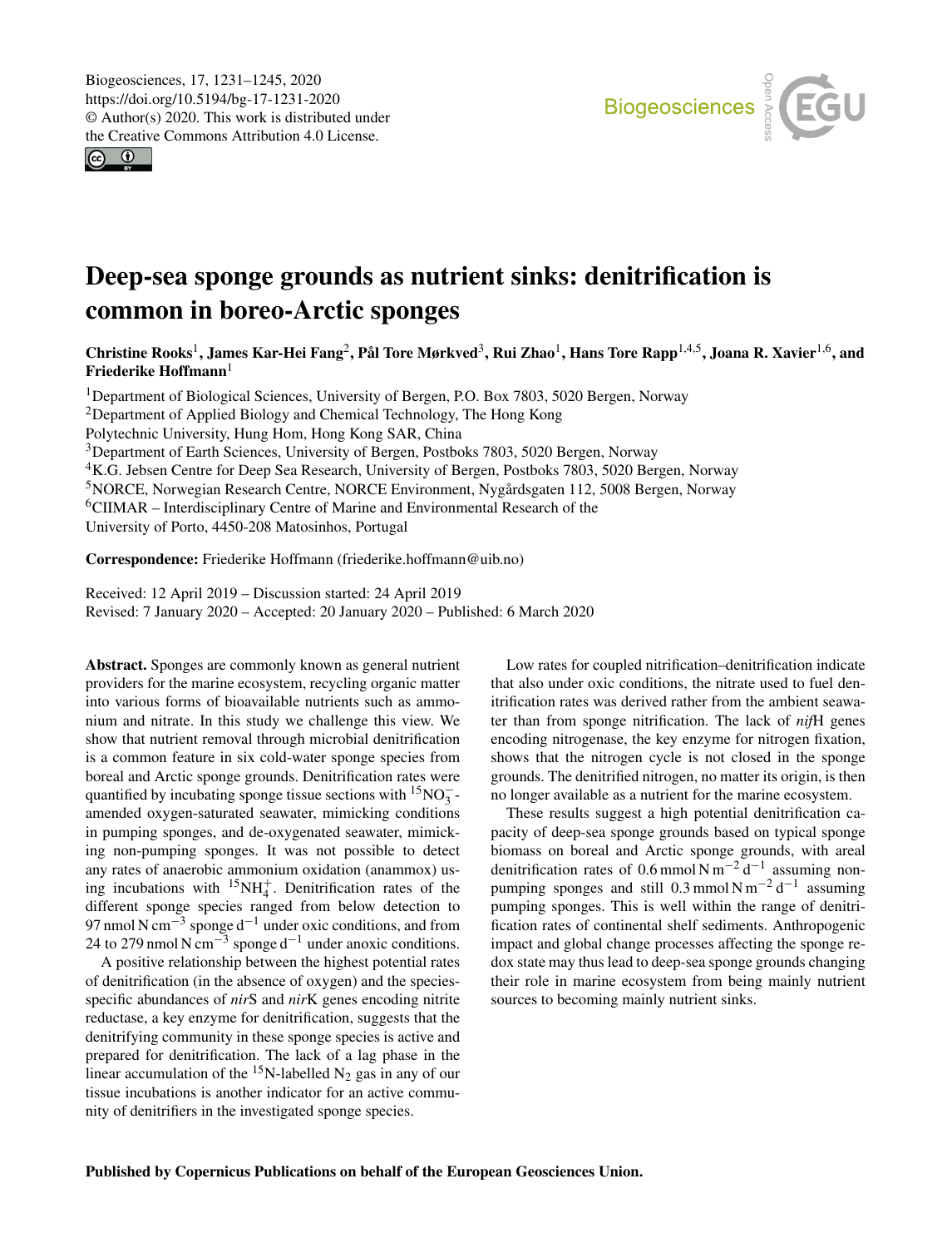# Deep-sea sponge grounds as nutrient sinks: denitrification is common in boreo-Arctic sponges

**Christine Rooks[1], James Kar-Hei Fang[2], Pål Tore Mørkved[3], Rui Zhao[1], Hans Tore Rapp[1,4,5], Joana R. Xavier[1,6], and Friederike Hoffmann[1]**

[1]Department of Biological Sciences, University of Bergen, P.O. Box 7803, 5020 Bergen, Norway
[2]Department of Applied Biology and Chemical Technology, The Hong Kong Polytechnic University, Hung Hom, Hong Kong SAR, China
[3]Department of Earth Sciences, University of Bergen, Postboks 7803, 5020 Bergen, Norway
[4]K.G. Jebsen Centre for Deep Sea Research, University of Bergen, Postboks 7803, 5020 Bergen, Norway
[5]NORCE, Norwegian Research Centre, NORCE Environment, Nygårdsgaten 112, 5008 Bergen, Norway
[6]CIIMAR – Interdisciplinary Centre of Marine and Environmental Research of the University of Porto, 4450-208 Matosinhos, Portugal

**Correspondence:** Friederike Hoffmann (friederike.hoffmann@uib.no)

Received: 12 April 2019 – Discussion started: 24 April 2019
Revised: 7 January 2020 – Accepted: 20 January 2020 – Published: 6 March 2020

**Abstract.** Sponges are commonly known as general nutrient providers for the marine ecosystem, recycling organic matter into various forms of bioavailable nutrients such as ammonium and nitrate. In this study we challenge this view. We show that nutrient removal through microbial denitrification is a common feature in six cold-water sponge species from boreal and Arctic sponge grounds. Denitrification rates were quantified by incubating sponge tissue sections with $^{15}NO_3^-$-amended oxygen-saturated seawater, mimicking conditions in pumping sponges, and de-oxygenated seawater, mimicking non-pumping sponges. It was not possible to detect any rates of anaerobic ammonium oxidation (anammox) using incubations with $^{15}NH_4^+$. Denitrification rates of the different sponge species ranged from below detection to 97 $nmol\,N\,cm^{-3}$ sponge $d^{-1}$ under oxic conditions, and from 24 to 279 $nmol\,N\,cm^{-3}$ sponge $d^{-1}$ under anoxic conditions.

A positive relationship between the highest potential rates of denitrification (in the absence of oxygen) and the species-specific abundances of *nir*S and *nir*K genes encoding nitrite reductase, a key enzyme for denitrification, suggests that the denitrifying community in these sponge species is active and prepared for denitrification. The lack of a lag phase in the linear accumulation of the $^{15}$N-labelled $N_2$ gas in any of our tissue incubations is another indicator for an active community of denitrifiers in the investigated sponge species.

Low rates for coupled nitrification–denitrification indicate that also under oxic conditions, the nitrate used to fuel denitrification rates was derived rather from the ambient seawater than from sponge nitrification. The lack of *nif*H genes encoding nitrogenase, the key enzyme for nitrogen fixation, shows that the nitrogen cycle is not closed in the sponge grounds. The denitrified nitrogen, no matter its origin, is then no longer available as a nutrient for the marine ecosystem.

These results suggest a high potential denitrification capacity of deep-sea sponge grounds based on typical sponge biomass on boreal and Arctic sponge grounds, with areal denitrification rates of 0.6 $mmol\,N\,m^{-2}\,d^{-1}$ assuming non-pumping sponges and still 0.3 $mmol\,N\,m^{-2}\,d^{-1}$ assuming pumping sponges. This is well within the range of denitrification rates of continental shelf sediments. Anthropogenic impact and global change processes affecting the sponge redox state may thus lead to deep-sea sponge grounds changing their role in marine ecosystem from being mainly nutrient sources to becoming mainly nutrient sinks.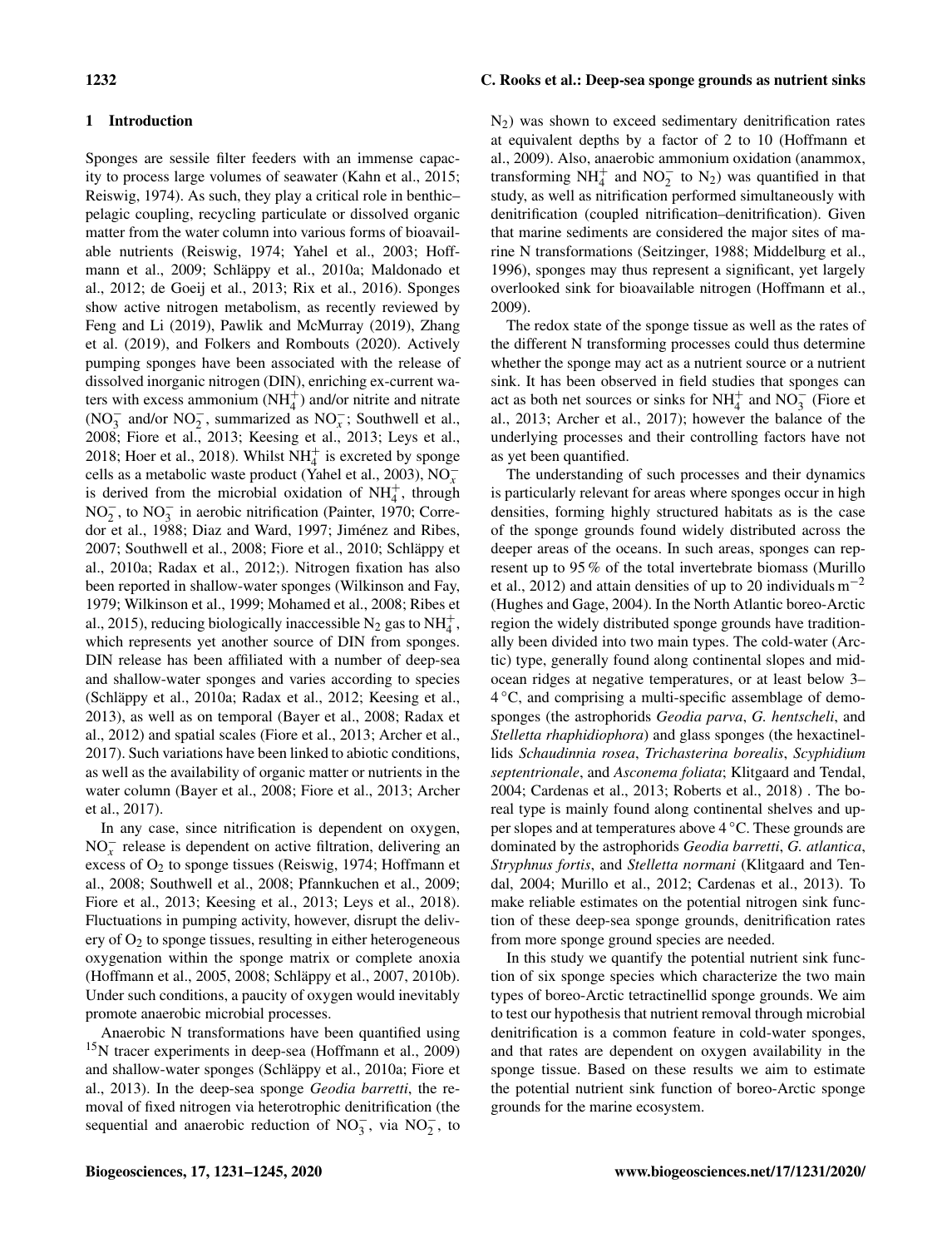# 1 Introduction

Sponges are sessile filter feeders with an immense capacity to process large volumes of seawater (Kahn et al., 2015; Reiswig, 1974). As such, they play a critical role in benthic–pelagic coupling, recycling particulate or dissolved organic matter from the water column into various forms of bioavailable nutrients (Reiswig, 1974; Yahel et al., 2003; Hoffmann et al., 2009; Schläppy et al., 2010a; Maldonado et al., 2012; de Goeij et al., 2013; Rix et al., 2016). Sponges show active nitrogen metabolism, as recently reviewed by Feng and Li (2019), Pawlik and McMurray (2019), Zhang et al. (2019), and Folkers and Rombouts (2020). Actively pumping sponges have been associated with the release of dissolved inorganic nitrogen (DIN), enriching ex-current waters with excess ammonium ($NH_4^+$) and/or nitrite and nitrate ($NO_3^-$ and/or $NO_2^-$, summarized as $NO_x^-$; Southwell et al., 2008; Fiore et al., 2013; Keesing et al., 2013; Leys et al., 2018; Hoer et al., 2018). Whilst $NH_4^+$ is excreted by sponge cells as a metabolic waste product (Yahel et al., 2003), $NO_x^-$ is derived from the microbial oxidation of $NH_4^+$, through $NO_2^-$, to $NO_3^-$ in aerobic nitrification (Painter, 1970; Corredor et al., 1988; Diaz and Ward, 1997; Jiménez and Ribes, 2007; Southwell et al., 2008; Fiore et al., 2010; Schläppy et al., 2010a; Radax et al., 2012;). Nitrogen fixation has also been reported in shallow-water sponges (Wilkinson and Fay, 1979; Wilkinson et al., 1999; Mohamed et al., 2008; Ribes et al., 2015), reducing biologically inaccessible $N_2$ gas to $NH_4^+$, which represents yet another source of DIN from sponges. DIN release has been affiliated with a number of deep-sea and shallow-water sponges and varies according to species (Schläppy et al., 2010a; Radax et al., 2012; Keesing et al., 2013), as well as on temporal (Bayer et al., 2008; Radax et al., 2012) and spatial scales (Fiore et al., 2013; Archer et al., 2017). Such variations have been linked to abiotic conditions, as well as the availability of organic matter or nutrients in the water column (Bayer et al., 2008; Fiore et al., 2013; Archer et al., 2017).

In any case, since nitrification is dependent on oxygen, $NO_x^-$ release is dependent on active filtration, delivering an excess of $O_2$ to sponge tissues (Reiswig, 1974; Hoffmann et al., 2008; Southwell et al., 2008; Pfannkuchen et al., 2009; Fiore et al., 2013; Keesing et al., 2013; Leys et al., 2018). Fluctuations in pumping activity, however, disrupt the delivery of $O_2$ to sponge tissues, resulting in either heterogeneous oxygenation within the sponge matrix or complete anoxia (Hoffmann et al., 2005, 2008; Schläppy et al., 2007, 2010b). Under such conditions, a paucity of oxygen would inevitably promote anaerobic microbial processes.

Anaerobic N transformations have been quantified using $^{15}N$ tracer experiments in deep-sea (Hoffmann et al., 2009) and shallow-water sponges (Schläppy et al., 2010a; Fiore et al., 2013). In the deep-sea sponge *Geodia barretti*, the removal of fixed nitrogen via heterotrophic denitrification (the sequential and anaerobic reduction of $NO_3^-$, via $NO_2^-$, to $N_2$) was shown to exceed sedimentary denitrification rates at equivalent depths by a factor of 2 to 10 (Hoffmann et al., 2009). Also, anaerobic ammonium oxidation (anammox, transforming $NH_4^+$ and $NO_2^-$ to $N_2$) was quantified in that study, as well as nitrification performed simultaneously with denitrification (coupled nitrification–denitrification). Given that marine sediments are considered the major sites of marine N transformations (Seitzinger, 1988; Middelburg et al., 1996), sponges may thus represent a significant, yet largely overlooked sink for bioavailable nitrogen (Hoffmann et al., 2009).

The redox state of the sponge tissue as well as the rates of the different N transforming processes could thus determine whether the sponge may act as a nutrient source or a nutrient sink. It has been observed in field studies that sponges can act as both net sources or sinks for $NH_4^+$ and $NO_3^-$ (Fiore et al., 2013; Archer et al., 2017); however the balance of the underlying processes and their controlling factors have not as yet been quantified.

The understanding of such processes and their dynamics is particularly relevant for areas where sponges occur in high densities, forming highly structured habitats as is the case of the sponge grounds found widely distributed across the deeper areas of the oceans. In such areas, sponges can represent up to 95 % of the total invertebrate biomass (Murillo et al., 2012) and attain densities of up to 20 individuals $m^{-2}$ (Hughes and Gage, 2004). In the North Atlantic boreo-Arctic region the widely distributed sponge grounds have traditionally been divided into two main types. The cold-water (Arctic) type, generally found along continental slopes and mid-ocean ridges at negative temperatures, or at least below 3–4 °C, and comprising a multi-specific assemblage of demosponges (the astrophorids *Geodia parva*, *G. hentscheli*, and *Stelletta rhaphidiophora*) and glass sponges (the hexactinellids *Schaudinnia rosea*, *Trichasterina borealis*, *Scyphidium septentrionale*, and *Asconema foliata*; Klitgaard and Tendal, 2004; Cardenas et al., 2013; Roberts et al., 2018) . The boreal type is mainly found along continental shelves and upper slopes and at temperatures above 4 °C. These grounds are dominated by the astrophorids *Geodia barretti*, *G. atlantica*, *Stryphnus fortis*, and *Stelletta normani* (Klitgaard and Tendal, 2004; Murillo et al., 2012; Cardenas et al., 2013). To make reliable estimates on the potential nitrogen sink function of these deep-sea sponge grounds, denitrification rates from more sponge ground species are needed.

In this study we quantify the potential nutrient sink function of six sponge species which characterize the two main types of boreo-Arctic tetractinellid sponge grounds. We aim to test our hypothesis that nutrient removal through microbial denitrification is a common feature in cold-water sponges, and that rates are dependent on oxygen availability in the sponge tissue. Based on these results we aim to estimate the potential nutrient sink function of boreo-Arctic sponge grounds for the marine ecosystem.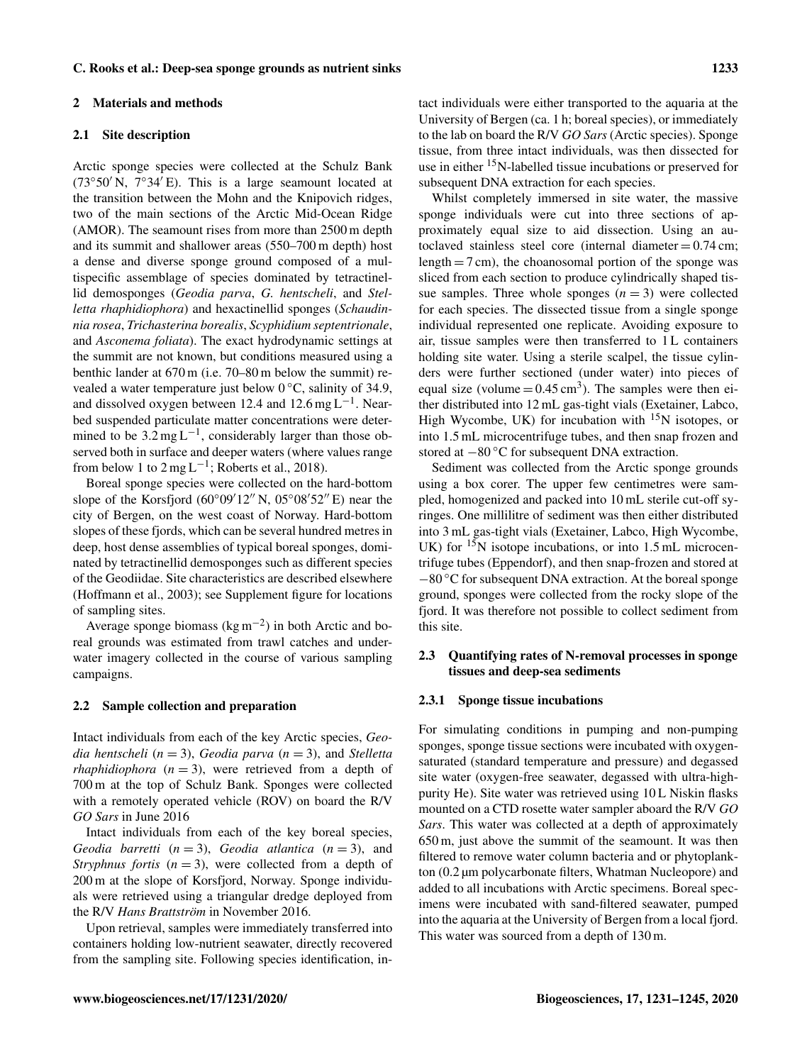## 2 Materials and methods

### 2.1 Site description

Arctic sponge species were collected at the Schulz Bank (73°50′ N, 7°34′ E). This is a large seamount located at the transition between the Mohn and the Knipovich ridges, two of the main sections of the Arctic Mid-Ocean Ridge (AMOR). The seamount rises from more than 2500 m depth and its summit and shallower areas (550–700 m depth) host a dense and diverse sponge ground composed of a multispecific assemblage of species dominated by tetractinellid demosponges (*Geodia parva*, *G. hentscheli*, and *Stelletta rhaphidiophora*) and hexactinellid sponges (*Schaudinnia rosea*, *Trichasterina borealis*, *Scyphidium septentrionale*, and *Asconema foliata*). The exact hydrodynamic settings at the summit are not known, but conditions measured using a benthic lander at 670 m (i.e. 70–80 m below the summit) revealed a water temperature just below 0 °C, salinity of 34.9, and dissolved oxygen between 12.4 and 12.6 mg $L^{-1}$. Near-bed suspended particulate matter concentrations were determined to be 3.2 mg $L^{-1}$, considerably larger than those observed both in surface and deeper waters (where values range from below 1 to 2 mg $L^{-1}$; Roberts et al., 2018).

Boreal sponge species were collected on the hard-bottom slope of the Korsfjord (60°09′12′′ N, 05°08′52′′ E) near the city of Bergen, on the west coast of Norway. Hard-bottom slopes of these fjords, which can be several hundred metres in deep, host dense assemblies of typical boreal sponges, dominated by tetractinellid demosponges such as different species of the Geodiidae. Site characteristics are described elsewhere (Hoffmann et al., 2003); see Supplement figure for locations of sampling sites.

Average sponge biomass (kg $m^{-2}$) in both Arctic and boreal grounds was estimated from trawl catches and underwater imagery collected in the course of various sampling campaigns.

### 2.2 Sample collection and preparation

Intact individuals from each of the key Arctic species, *Geodia hentscheli* ($n = 3$), *Geodia parva* ($n = 3$), and *Stelletta rhaphidiophora* ($n = 3$), were retrieved from a depth of 700 m at the top of Schulz Bank. Sponges were collected with a remotely operated vehicle (ROV) on board the R/V *GO Sars* in June 2016

Intact individuals from each of the key boreal species, *Geodia barretti* ($n = 3$), *Geodia atlantica* ($n = 3$), and *Stryphnus fortis* ($n = 3$), were collected from a depth of 200 m at the slope of Korsfjord, Norway. Sponge individuals were retrieved using a triangular dredge deployed from the R/V *Hans Brattström* in November 2016.

Upon retrieval, samples were immediately transferred into containers holding low-nutrient seawater, directly recovered from the sampling site. Following species identification, intact individuals were either transported to the aquaria at the University of Bergen (ca. 1 h; boreal species), or immediately to the lab on board the R/V *GO Sars* (Arctic species). Sponge tissue, from three intact individuals, was then dissected for use in either $^{15}N$-labelled tissue incubations or preserved for subsequent DNA extraction for each species.

Whilst completely immersed in site water, the massive sponge individuals were cut into three sections of approximately equal size to aid dissection. Using an autoclaved stainless steel core (internal diameter = 0.74 cm; length = 7 cm), the choanosomal portion of the sponge was sliced from each section to produce cylindrically shaped tissue samples. Three whole sponges ($n = 3$) were collected for each species. The dissected tissue from a single sponge individual represented one replicate. Avoiding exposure to air, tissue samples were then transferred to 1 L containers holding site water. Using a sterile scalpel, the tissue cylinders were further sectioned (under water) into pieces of equal size (volume = 0.45 $cm^3$). The samples were then either distributed into 12 mL gas-tight vials (Exetainer, Labco, High Wycombe, UK) for incubation with $^{15}N$ isotopes, or into 1.5 mL microcentrifuge tubes, and then snap frozen and stored at −80 °C for subsequent DNA extraction.

Sediment was collected from the Arctic sponge grounds using a box corer. The upper few centimetres were sampled, homogenized and packed into 10 mL sterile cut-off syringes. One millilitre of sediment was then either distributed into 3 mL gas-tight vials (Exetainer, Labco, High Wycombe, UK) for $^{15}N$ isotope incubations, or into 1.5 mL microcentrifuge tubes (Eppendorf), and then snap-frozen and stored at −80 °C for subsequent DNA extraction. At the boreal sponge ground, sponges were collected from the rocky slope of the fjord. It was therefore not possible to collect sediment from this site.

### 2.3 Quantifying rates of N-removal processes in sponge tissues and deep-sea sediments

#### 2.3.1 Sponge tissue incubations

For simulating conditions in pumping and non-pumping sponges, sponge tissue sections were incubated with oxygen-saturated (standard temperature and pressure) and degassed site water (oxygen-free seawater, degassed with ultra-high-purity He). Site water was retrieved using 10 L Niskin flasks mounted on a CTD rosette water sampler aboard the R/V *GO Sars*. This water was collected at a depth of approximately 650 m, just above the summit of the seamount. It was then filtered to remove water column bacteria and or phytoplankton (0.2 µm polycarbonate filters, Whatman Nucleopore) and added to all incubations with Arctic specimens. Boreal specimens were incubated with sand-filtered seawater, pumped into the aquaria at the University of Bergen from a local fjord. This water was sourced from a depth of 130 m.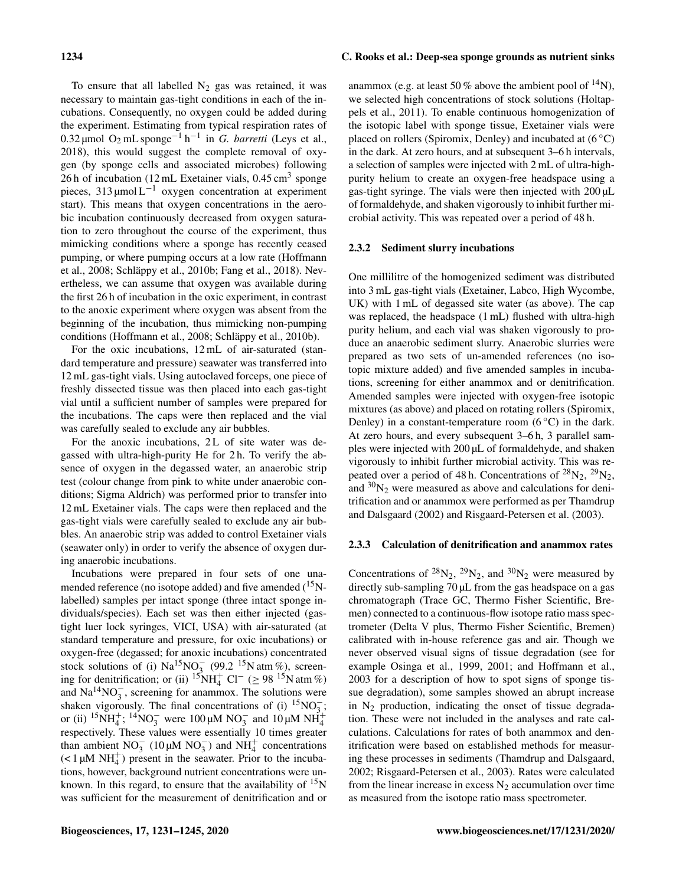To ensure that all labelled $N_2$ gas was retained, it was necessary to maintain gas-tight conditions in each of the incubations. Consequently, no oxygen could be added during the experiment. Estimating from typical respiration rates of 0.32 µmol $O_2$ mL sponge$^{-1}$ h$^{-1}$ in *G. barretti* (Leys et al., 2018), this would suggest the complete removal of oxygen (by sponge cells and associated microbes) following 26 h of incubation (12 mL Exetainer vials, 0.45 cm$^3$ sponge pieces, 313 µmol L$^{-1}$ oxygen concentration at experiment start). This means that oxygen concentrations in the aerobic incubation continuously decreased from oxygen saturation to zero throughout the course of the experiment, thus mimicking conditions where a sponge has recently ceased pumping, or where pumping occurs at a low rate (Hoffmann et al., 2008; Schläppy et al., 2010b; Fang et al., 2018). Nevertheless, we can assume that oxygen was available during the first 26 h of incubation in the oxic experiment, in contrast to the anoxic experiment where oxygen was absent from the beginning of the incubation, thus mimicking non-pumping conditions (Hoffmann et al., 2008; Schläppy et al., 2010b).

For the oxic incubations, 12 mL of air-saturated (standard temperature and pressure) seawater was transferred into 12 mL gas-tight vials. Using autoclaved forceps, one piece of freshly dissected tissue was then placed into each gas-tight vial until a sufficient number of samples were prepared for the incubations. The caps were then replaced and the vial was carefully sealed to exclude any air bubbles.

For the anoxic incubations, 2 L of site water was degassed with ultra-high-purity He for 2 h. To verify the absence of oxygen in the degassed water, an anaerobic strip test (colour change from pink to white under anaerobic conditions; Sigma Aldrich) was performed prior to transfer into 12 mL Exetainer vials. The caps were then replaced and the gas-tight vials were carefully sealed to exclude any air bubbles. An anaerobic strip was added to control Exetainer vials (seawater only) in order to verify the absence of oxygen during anaerobic incubations.

Incubations were prepared in four sets of one unamended reference (no isotope added) and five amended ($^{15}$N-labelled) samples per intact sponge (three intact sponge individuals/species). Each set was then either injected (gas-tight luer lock syringes, VICI, USA) with air-saturated (at standard temperature and pressure, for oxic incubations) or oxygen-free (degassed; for anoxic incubations) concentrated stock solutions of (i) $Na^{15}NO_3^-$ (99.2 $^{15}$N atm %), screening for denitrification; or (ii) $^{15}NH_4^+$ $Cl^-$ ($\geq$ 98 $^{15}$N atm %) and $Na^{14}NO_3^-$, screening for anammox. The solutions were shaken vigorously. The final concentrations of (i) $^{15}NO_3^-$; or (ii) $^{15}NH_4^+$; $^{14}NO_3^-$ were 100 µM $NO_3^-$ and 10 µM $NH_4^+$ respectively. These values were essentially 10 times greater than ambient $NO_3^-$ (10 µM $NO_3^-$) and $NH_4^+$ concentrations (< 1 µM $NH_4^+$) present in the seawater. Prior to the incubations, however, background nutrient concentrations were unknown. In this regard, to ensure that the availability of $^{15}$N was sufficient for the measurement of denitrification and or anammox (e.g. at least 50 % above the ambient pool of $^{14}$N), we selected high concentrations of stock solutions (Holtappels et al., 2011). To enable continuous homogenization of the isotopic label with sponge tissue, Exetainer vials were placed on rollers (Spiromix, Denley) and incubated at (6 °C) in the dark. At zero hours, and at subsequent 3–6 h intervals, a selection of samples were injected with 2 mL of ultra-high-purity helium to create an oxygen-free headspace using a gas-tight syringe. The vials were then injected with 200 µL of formaldehyde, and shaken vigorously to inhibit further microbial activity. This was repeated over a period of 48 h.

### 2.3.2 Sediment slurry incubations

One millilitre of the homogenized sediment was distributed into 3 mL gas-tight vials (Exetainer, Labco, High Wycombe, UK) with 1 mL of degassed site water (as above). The cap was replaced, the headspace (1 mL) flushed with ultra-high purity helium, and each vial was shaken vigorously to produce an anaerobic sediment slurry. Anaerobic slurries were prepared as two sets of un-amended references (no isotopic mixture added) and five amended samples in incubations, screening for either anammox and or denitrification. Amended samples were injected with oxygen-free isotopic mixtures (as above) and placed on rotating rollers (Spiromix, Denley) in a constant-temperature room (6 °C) in the dark. At zero hours, and every subsequent 3–6 h, 3 parallel samples were injected with 200 µL of formaldehyde, and shaken vigorously to inhibit further microbial activity. This was repeated over a period of 48 h. Concentrations of $^{28}N_2$, $^{29}N_2$, and $^{30}N_2$ were measured as above and calculations for denitrification and or anammox were performed as per Thamdrup and Dalsgaard (2002) and Risgaard-Petersen et al. (2003).

### 2.3.3 Calculation of denitrification and anammox rates

Concentrations of $^{28}N_2$, $^{29}N_2$, and $^{30}N_2$ were measured by directly sub-sampling 70 µL from the gas headspace on a gas chromatograph (Trace GC, Thermo Fisher Scientific, Bremen) connected to a continuous-flow isotope ratio mass spectrometer (Delta V plus, Thermo Fisher Scientific, Bremen) calibrated with in-house reference gas and air. Though we never observed visual signs of tissue degradation (see for example Osinga et al., 1999, 2001; and Hoffmann et al., 2003 for a description of how to spot signs of sponge tissue degradation), some samples showed an abrupt increase in $N_2$ production, indicating the onset of tissue degradation. These were not included in the analyses and rate calculations. Calculations for rates of both anammox and denitrification were based on established methods for measuring these processes in sediments (Thamdrup and Dalsgaard, 2002; Risgaard-Petersen et al., 2003). Rates were calculated from the linear increase in excess $N_2$ accumulation over time as measured from the isotope ratio mass spectrometer.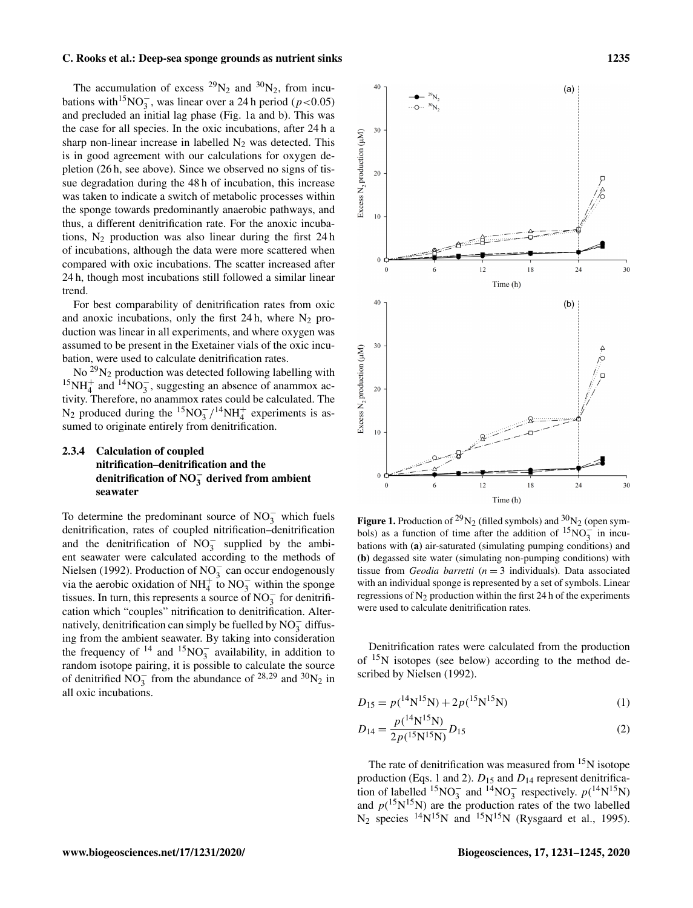The accumulation of excess $^{29}N_2$ and $^{30}N_2$, from incubations with $^{15}NO_3^-$, was linear over a 24 h period ($p<0.05$) and precluded an initial lag phase (Fig. 1a and b). This was the case for all species. In the oxic incubations, after 24 h a sharp non-linear increase in labelled $N_2$ was detected. This is in good agreement with our calculations for oxygen depletion (26 h, see above). Since we observed no signs of tissue degradation during the 48 h of incubation, this increase was taken to indicate a switch of metabolic processes within the sponge towards predominantly anaerobic pathways, and thus, a different denitrification rate. For the anoxic incubations, $N_2$ production was also linear during the first 24 h of incubations, although the data were more scattered when compared with oxic incubations. The scatter increased after 24 h, though most incubations still followed a similar linear trend.

For best comparability of denitrification rates from oxic and anoxic incubations, only the first 24 h, where $N_2$ production was linear in all experiments, and where oxygen was assumed to be present in the Exetainer vials of the oxic incubation, were used to calculate denitrification rates.

No $^{29}N_2$ production was detected following labelling with $^{15}NH_4^+$ and $^{14}NO_3^-$, suggesting an absence of anammox activity. Therefore, no anammox rates could be calculated. The $N_2$ produced during the $^{15}NO_3^-/^{14}NH_4^+$ experiments is assumed to originate entirely from denitrification.

#### 2.3.4 Calculation of coupled nitrification–denitrification and the denitrification of $NO_3^-$ derived from ambient seawater

To determine the predominant source of $NO_3^-$ which fuels denitrification, rates of coupled nitrification–denitrification and the denitrification of $NO_3^-$ supplied by the ambient seawater were calculated according to the methods of Nielsen (1992). Production of $NO_3^-$ can occur endogenously via the aerobic oxidation of $NH_4^+$ to $NO_3^-$ within the sponge tissues. In turn, this represents a source of $NO_3^-$ for denitrification which "couples" nitrification to denitrification. Alternatively, denitrification can simply be fuelled by $NO_3^-$ diffusing from the ambient seawater. By taking into consideration the frequency of $^{14}$ and $^{15}NO_3^-$ availability, in addition to random isotope pairing, it is possible to calculate the source of denitrified $NO_3^-$ from the abundance of $^{28,29}$ and $^{30}N_2$ in all oxic incubations.

**Figure 1.** Production of $^{29}N_2$ (filled symbols) and $^{30}N_2$ (open symbols) as a function of time after the addition of $^{15}NO_3^-$ in incubations with **(a)** air-saturated (simulating pumping conditions) and **(b)** degassed site water (simulating non-pumping conditions) with tissue from *Geodia barretti* ($n=3$ individuals). Data associated with an individual sponge is represented by a set of symbols. Linear regressions of $N_2$ production within the first 24 h of the experiments were used to calculate denitrification rates.

Denitrification rates were calculated from the production of $^{15}N$ isotopes (see below) according to the method described by Nielsen (1992).

$$D_{15} = p(^{14}N^{15}N) + 2p(^{15}N^{15}N) \tag{1}$$

$$D_{14} = \frac{p(^{14}N^{15}N)}{2p(^{15}N^{15}N)} D_{15} \tag{2}$$

The rate of denitrification was measured from $^{15}N$ isotope production (Eqs. 1 and 2). $D_{15}$ and $D_{14}$ represent denitrification of labelled $^{15}NO_3^-$ and $^{14}NO_3^-$ respectively. $p(^{14}N^{15}N)$ and $p(^{15}N^{15}N)$ are the production rates of the two labelled $N_2$ species $^{14}N^{15}N$ and $^{15}N^{15}N$ (Rysgaard et al., 1995).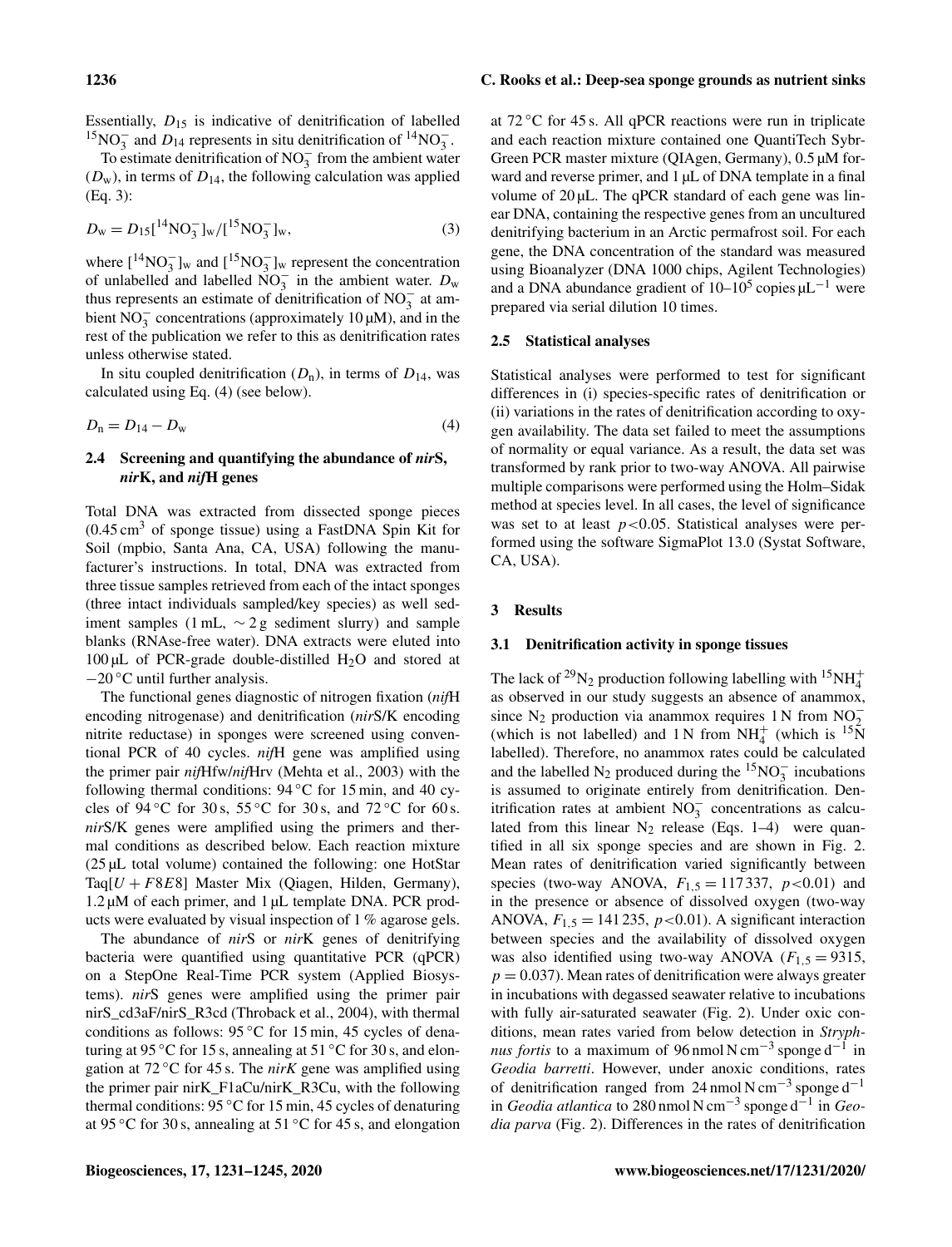Essentially, $D_{15}$ is indicative of denitrification of labelled $^{15}NO_3^-$ and $D_{14}$ represents in situ denitrification of $^{14}NO_3^-$.

To estimate denitrification of $NO_3^-$ from the ambient water ($D_w$), in terms of $D_{14}$, the following calculation was applied (Eq. 3):

$$D_w = D_{15}[^{14}NO_3^-]_w/[^{15}NO_3^-]_w, \tag{3}$$

where $[^{14}NO_3^-]_w$ and $[^{15}NO_3^-]_w$ represent the concentration of unlabelled and labelled $NO_3^-$ in the ambient water. $D_w$ thus represents an estimate of denitrification of $NO_3^-$ at ambient $NO_3^-$ concentrations (approximately 10 µM), and in the rest of the publication we refer to this as denitrification rates unless otherwise stated.

In situ coupled denitrification ($D_n$), in terms of $D_{14}$, was calculated using Eq. (4) (see below).

$$D_n = D_{14} - D_w \tag{4}$$

### 2.4 Screening and quantifying the abundance of *nir*S, *nir*K, and *nif*H genes

Total DNA was extracted from dissected sponge pieces (0.45 $cm^3$ of sponge tissue) using a FastDNA Spin Kit for Soil (mpbio, Santa Ana, CA, USA) following the manufacturer's instructions. In total, DNA was extracted from three tissue samples retrieved from each of the intact sponges (three intact individuals sampled/key species) as well sediment samples (1 mL, ∼ 2 g sediment slurry) and sample blanks (RNAse-free water). DNA extracts were eluted into 100 µL of PCR-grade double-distilled $H_2O$ and stored at −20 °C until further analysis.

The functional genes diagnostic of nitrogen fixation (*nif*H encoding nitrogenase) and denitrification (*nir*S/K encoding nitrite reductase) in sponges were screened using conventional PCR of 40 cycles. *nif*H gene was amplified using the primer pair *nif*Hfw/*nif*Hrv (Mehta et al., 2003) with the following thermal conditions: 94 °C for 15 min, and 40 cycles of 94 °C for 30 s, 55 °C for 30 s, and 72 °C for 60 s. *nir*S/K genes were amplified using the primers and thermal conditions as described below. Each reaction mixture (25 µL total volume) contained the following: one HotStar Taq$[U + F8E8]$ Master Mix (Qiagen, Hilden, Germany), 1.2 µM of each primer, and 1 µL template DNA. PCR products were evaluated by visual inspection of 1 % agarose gels.

The abundance of *nir*S or *nir*K genes of denitrifying bacteria were quantified using quantitative PCR (qPCR) on a StepOne Real-Time PCR system (Applied Biosystems). *nir*S genes were amplified using the primer pair nirS_cd3aF/nirS_R3cd (Throback et al., 2004), with thermal conditions as follows: 95 °C for 15 min, 45 cycles of denaturing at 95 °C for 15 s, annealing at 51 °C for 30 s, and elongation at 72 °C for 45 s. The *nirK* gene was amplified using the primer pair nirK_F1aCu/nirK_R3Cu, with the following thermal conditions: 95 °C for 15 min, 45 cycles of denaturing at 95 °C for 30 s, annealing at 51 °C for 45 s, and elongation at 72 °C for 45 s. All qPCR reactions were run in triplicate and each reaction mixture contained one QuantiTech Sybr-Green PCR master mixture (QIAgen, Germany), 0.5 µM forward and reverse primer, and 1 µL of DNA template in a final volume of 20 µL. The qPCR standard of each gene was linear DNA, containing the respective genes from an uncultured denitrifying bacterium in an Arctic permafrost soil. For each gene, the DNA concentration of the standard was measured using Bioanalyzer (DNA 1000 chips, Agilent Technologies) and a DNA abundance gradient of 10–$10^5$ copies $µL^{-1}$ were prepared via serial dilution 10 times.

### 2.5 Statistical analyses

Statistical analyses were performed to test for significant differences in (i) species-specific rates of denitrification or (ii) variations in the rates of denitrification according to oxygen availability. The data set failed to meet the assumptions of normality or equal variance. As a result, the data set was transformed by rank prior to two-way ANOVA. All pairwise multiple comparisons were performed using the Holm–Sidak method at species level. In all cases, the level of significance was set to at least $p < 0.05$. Statistical analyses were performed using the software SigmaPlot 13.0 (Systat Software, CA, USA).

## 3 Results

### 3.1 Denitrification activity in sponge tissues

The lack of $^{29}N_2$ production following labelling with $^{15}NH_4^+$ as observed in our study suggests an absence of anammox, since $N_2$ production via anammox requires 1 N from $NO_2^-$ (which is not labelled) and 1 N from $NH_4^+$ (which is $^{15}N$ labelled). Therefore, no anammox rates could be calculated and the labelled $N_2$ produced during the $^{15}NO_3^-$ incubations is assumed to originate entirely from denitrification. Denitrification rates at ambient $NO_3^-$ concentrations as calculated from this linear $N_2$ release (Eqs. 1–4) were quantified in all six sponge species and are shown in Fig. 2. Mean rates of denitrification varied significantly between species (two-way ANOVA, $F_{1,5} = 117\,337$, $p < 0.01$) and in the presence or absence of dissolved oxygen (two-way ANOVA, $F_{1,5} = 141\,235$, $p < 0.01$). A significant interaction between species and the availability of dissolved oxygen was also identified using two-way ANOVA ($F_{1,5} = 9315$, $p = 0.037$). Mean rates of denitrification were always greater in incubations with degassed seawater relative to incubations with fully air-saturated seawater (Fig. 2). Under oxic conditions, mean rates varied from below detection in *Stryphnus fortis* to a maximum of 96 nmol N $cm^{-3}$ sponge $d^{-1}$ in *Geodia barretti*. However, under anoxic conditions, rates of denitrification ranged from 24 nmol N $cm^{-3}$ sponge $d^{-1}$ in *Geodia atlantica* to 280 nmol N $cm^{-3}$ sponge $d^{-1}$ in *Geodia parva* (Fig. 2). Differences in the rates of denitrification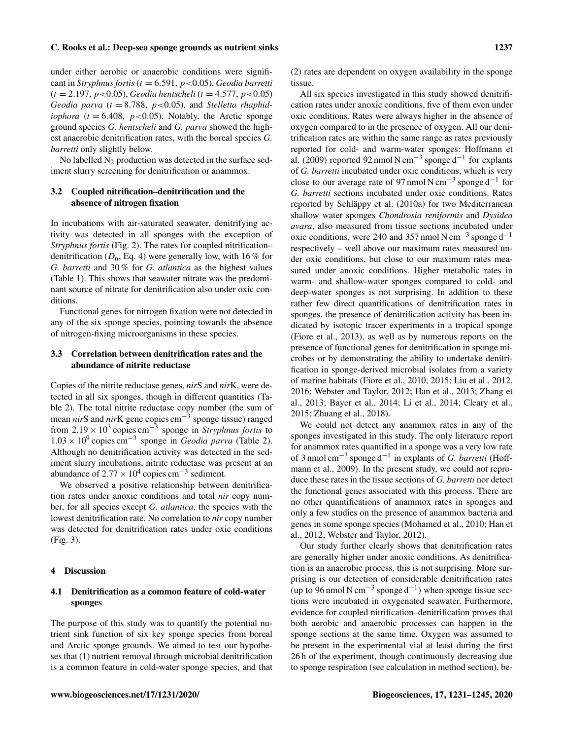under either aerobic or anaerobic conditions were significant in *Stryphnus fortis* ($t = 6.591$, $p<0.05$), *Geodia barretti* ($t = 2.197$, $p<0.05$), *Geodia hentscheli* ($t = 4.577$, $p<0.05$) *Geodia parva* ($t = 8.788$, $p<0.05$), and *Stelletta rhaphidiophora* ($t = 6.408$, $p<0.05$). Notably, the Arctic sponge ground species *G. hentscheli* and *G. parva* showed the highest anaerobic denitrification rates, with the boreal species *G. barretti* only slightly below.

No labelled $N_2$ production was detected in the surface sediment slurry screening for denitrification or anammox.

### 3.2 Coupled nitrification–denitrification and the absence of nitrogen fixation

In incubations with air-saturated seawater, denitrifying activity was detected in all sponges with the exception of *Stryphnus fortis* (Fig. 2). The rates for coupled nitrification–denitrification ($D_n$, Eq. 4) were generally low, with 16 % for *G. barretti* and 30 % for *G. atlantica* as the highest values (Table 1). This shows that seawater nitrate was the predominant source of nitrate for denitrification also under oxic conditions.

Functional genes for nitrogen fixation were not detected in any of the six sponge species, pointing towards the absence of nitrogen-fixing microorganisms in these species.

### 3.3 Correlation between denitrification rates and the abundance of nitrite reductase

Copies of the nitrite reductase genes, *nir*S and *nir*K, were detected in all six sponges, though in different quantities (Table 2). The total nitrite reductase copy number (the sum of mean *nir*S and *nir*K gene copies $cm^{-3}$ sponge tissue) ranged from $2.19 \times 10^3$ copies $cm^{-3}$ sponge in *Stryphnus fortis* to $1.03 \times 10^9$ copies $cm^{-3}$ sponge in *Geodia parva* (Table 2). Although no denitrification activity was detected in the sediment slurry incubations, nitrite reductase was present at an abundance of $2.77 \times 10^4$ copies $cm^{-3}$ sediment.

We observed a positive relationship between denitrification rates under anoxic conditions and total *nir* copy number, for all species except *G. atlantica*, the species with the lowest denitrification rate. No correlation to *nir* copy number was detected for denitrification rates under oxic conditions (Fig. 3).

## 4 Discussion

### 4.1 Denitrification as a common feature of cold-water sponges

The purpose of this study was to quantify the potential nutrient sink function of six key sponge species from boreal and Arctic sponge grounds. We aimed to test our hypotheses that (1) nutrient removal through microbial denitrification is a common feature in cold-water sponge species, and that (2) rates are dependent on oxygen availability in the sponge tissue.

All six species investigated in this study showed denitrification rates under anoxic conditions, five of them even under oxic conditions. Rates were always higher in the absence of oxygen compared to in the presence of oxygen. All our denitrification rates are within the same range as rates previously reported for cold- and warm-water sponges: Hoffmann et al. (2009) reported 92 nmol N $cm^{-3}$ sponge $d^{-1}$ for explants of *G. barretti* incubated under oxic conditions, which is very close to our average rate of 97 nmol N $cm^{-3}$ sponge $d^{-1}$ for *G. barretti* sections incubated under oxic conditions. Rates reported by Schläppy et al. (2010a) for two Mediterranean shallow water sponges *Chondrosia reniformis* and *Dysidea avara*, also measured from tissue sections incubated under oxic conditions, were 240 and 357 nmol N $cm^{-3}$ sponge $d^{-1}$ respectively – well above our maximum rates measured under oxic conditions, but close to our maximum rates measured under anoxic conditions. Higher metabolic rates in warm- and shallow-water sponges compared to cold- and deep-water sponges is not surprising. In addition to these rather few direct quantifications of denitrification rates in sponges, the presence of denitrification activity has been indicated by isotopic tracer experiments in a tropical sponge (Fiore et al., 2013), as well as by numerous reports on the presence of functional genes for denitrification in sponge microbes or by demonstrating the ability to undertake denitrification in sponge-derived microbial isolates from a variety of marine habitats (Fiore et al., 2010, 2015; Liu et al., 2012, 2016; Webster and Taylor, 2012; Han et al., 2013; Zhang et al., 2013; Bayer et al., 2014; Li et al., 2014; Cleary et al., 2015; Zhuang et al., 2018).

We could not detect any anammox rates in any of the sponges investigated in this study. The only literature report for anammox rates quantified in a sponge was a very low rate of 3 nmol $cm^{-3}$ sponge $d^{-1}$ in explants of *G. barretti* (Hoffmann et al., 2009). In the present study, we could not reproduce these rates in the tissue sections of *G. barretti* nor detect the functional genes associated with this process. There are no other quantifications of anammox rates in sponges and only a few studies on the presence of anammox bacteria and genes in some sponge species (Mohamed et al., 2010; Han et al., 2012; Webster and Taylor, 2012).

Our study further clearly shows that denitrification rates are generally higher under anoxic conditions. As denitrification is an anaerobic process, this is not surprising. More surprising is our detection of considerable denitrification rates (up to 96 nmol N $cm^{-3}$ sponge $d^{-1}$) when sponge tissue sections were incubated in oxygenated seawater. Furthermore, evidence for coupled nitrification–denitrification proves that both aerobic and anaerobic processes can happen in the sponge sections at the same time. Oxygen was assumed to be present in the experimental vial at least during the first 26 h of the experiment, though continuously decreasing due to sponge respiration (see calculation in method section), be-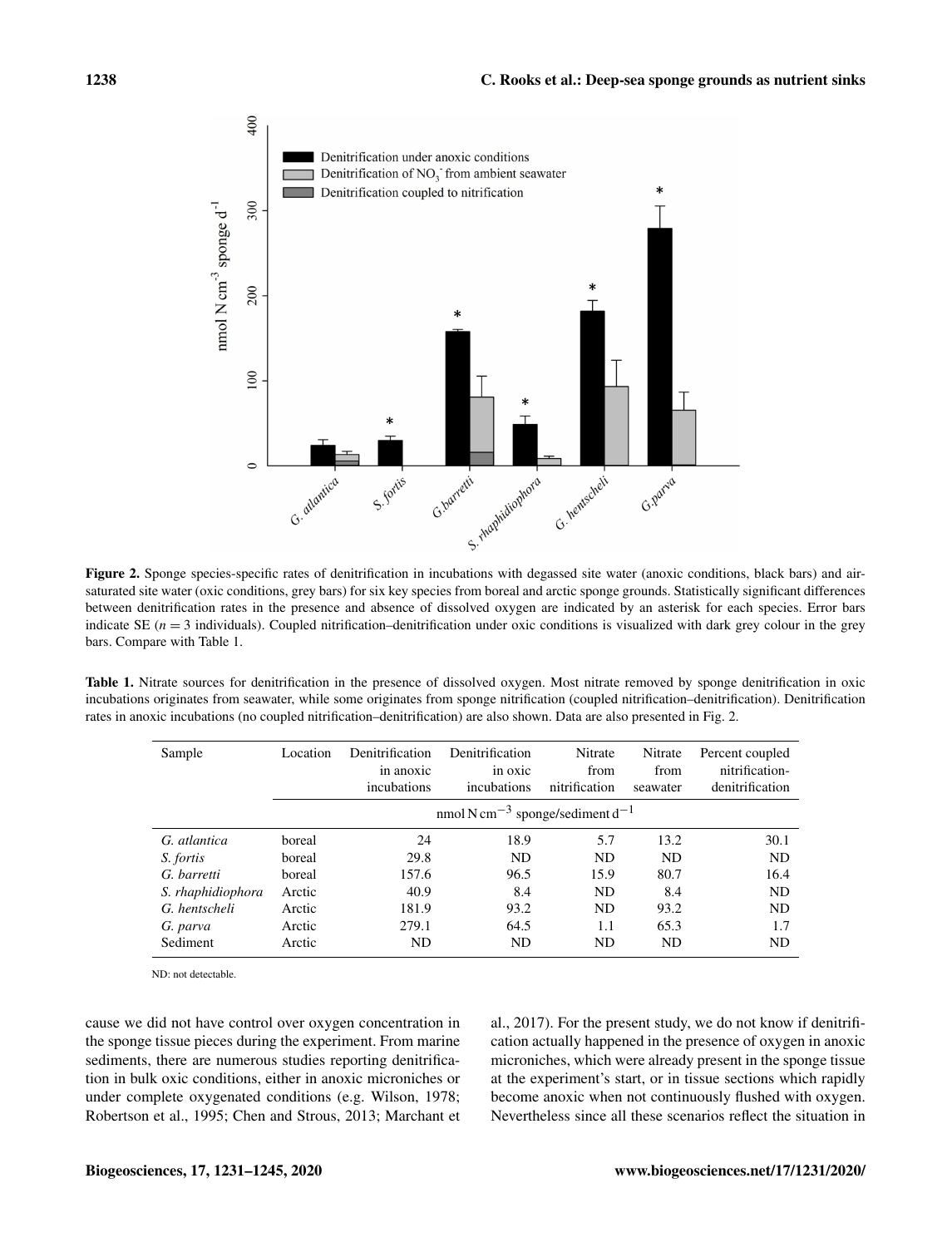Figure 2. Sponge species-specific rates of denitrification in incubations with degassed site water (anoxic conditions, black bars) and air-saturated site water (oxic conditions, grey bars) for six key species from boreal and arctic sponge grounds. Statistically significant differences between denitrification rates in the presence and absence of dissolved oxygen are indicated by an asterisk for each species. Error bars indicate SE ($n = 3$ individuals). Coupled nitrification–denitrification under oxic conditions is visualized with dark grey colour in the grey bars. Compare with Table 1.

**Table 1.** Nitrate sources for denitrification in the presence of dissolved oxygen. Most nitrate removed by sponge denitrification in oxic incubations originates from seawater, while some originates from sponge nitrification (coupled nitrification–denitrification). Denitrification rates in anoxic incubations (no coupled nitrification–denitrification) are also shown. Data are also presented in Fig. 2.

| Sample | Location | Denitrification in anoxic incubations | Denitrification in oxic incubations | Nitrate from nitrification | Nitrate from seawater | Percent coupled nitrification-denitrification |
|---|---|---|---|---|---|---|
| | | nmol N $cm^{-3}$ sponge/sediment $d^{-1}$ | | | | |
| *G. atlantica* | boreal | 24 | 18.9 | 5.7 | 13.2 | 30.1 |
| *S. fortis* | boreal | 29.8 | ND | ND | ND | ND |
| *G. barretti* | boreal | 157.6 | 96.5 | 15.9 | 80.7 | 16.4 |
| *S. rhaphidiophora* | Arctic | 40.9 | 8.4 | ND | 8.4 | ND |
| *G. hentscheli* | Arctic | 181.9 | 93.2 | ND | 93.2 | ND |
| *G. parva* | Arctic | 279.1 | 64.5 | 1.1 | 65.3 | 1.7 |
| Sediment | Arctic | ND | ND | ND | ND | ND |

ND: not detectable.

cause we did not have control over oxygen concentration in the sponge tissue pieces during the experiment. From marine sediments, there are numerous studies reporting denitrification in bulk oxic conditions, either in anoxic microniches or under complete oxygenated conditions (e.g. Wilson, 1978; Robertson et al., 1995; Chen and Strous, 2013; Marchant et al., 2017). For the present study, we do not know if denitrification actually happened in the presence of oxygen in anoxic microniches, which were already present in the sponge tissue at the experiment's start, or in tissue sections which rapidly become anoxic when not continuously flushed with oxygen. Nevertheless since all these scenarios reflect the situation in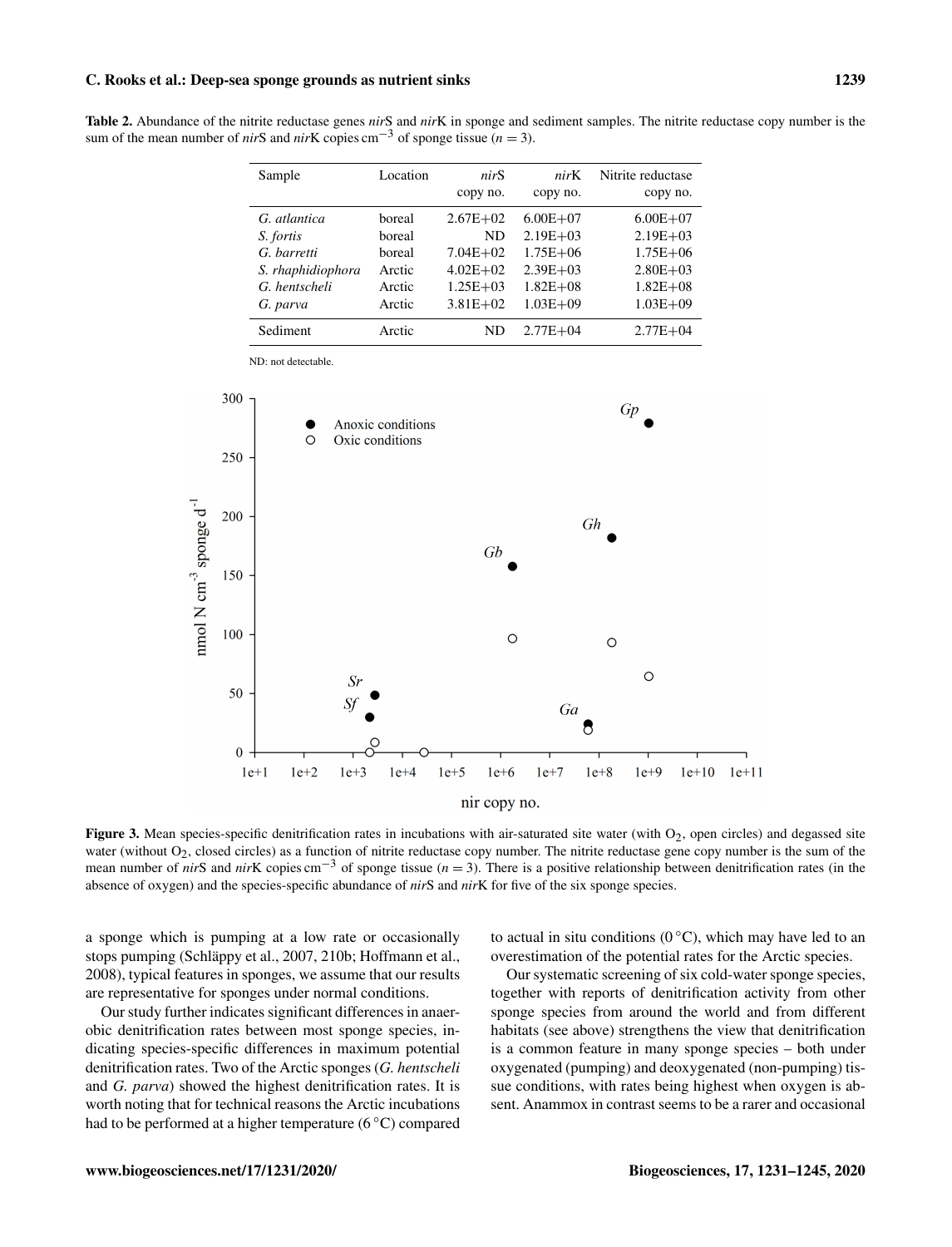**Table 2.** Abundance of the nitrite reductase genes *nir*S and *nir*K in sponge and sediment samples. The nitrite reductase copy number is the sum of the mean number of *nir*S and *nir*K copies $cm^{-3}$ of sponge tissue ($n = 3$).

| Sample | Location | *nir*S copy no. | *nir*K copy no. | Nitrite reductase copy no. |
|---|---|---|---|---|
| *G. atlantica* | boreal | 2.67E+02 | 6.00E+07 | 6.00E+07 |
| *S. fortis* | boreal | ND | 2.19E+03 | 2.19E+03 |
| *G. barretti* | boreal | 7.04E+02 | 1.75E+06 | 1.75E+06 |
| *S. rhaphidiophora* | Arctic | 4.02E+02 | 2.39E+03 | 2.80E+03 |
| *G. hentscheli* | Arctic | 1.25E+03 | 1.82E+08 | 1.82E+08 |
| *G. parva* | Arctic | 3.81E+02 | 1.03E+09 | 1.03E+09 |
| Sediment | Arctic | ND | 2.77E+04 | 2.77E+04 |

ND: not detectable.

**Figure 3.** Mean species-specific denitrification rates in incubations with air-saturated site water (with $O_2$, open circles) and degassed site water (without $O_2$, closed circles) as a function of nitrite reductase copy number. The nitrite reductase gene copy number is the sum of the mean number of *nir*S and *nir*K copies $cm^{-3}$ of sponge tissue ($n = 3$). There is a positive relationship between denitrification rates (in the absence of oxygen) and the species-specific abundance of *nir*S and *nir*K for five of the six sponge species.

a sponge which is pumping at a low rate or occasionally stops pumping (Schläppy et al., 2007, 210b; Hoffmann et al., 2008), typical features in sponges, we assume that our results are representative for sponges under normal conditions.

Our study further indicates significant differences in anaerobic denitrification rates between most sponge species, indicating species-specific differences in maximum potential denitrification rates. Two of the Arctic sponges (*G. hentscheli* and *G. parva*) showed the highest denitrification rates. It is worth noting that for technical reasons the Arctic incubations had to be performed at a higher temperature (6 °C) compared to actual in situ conditions (0 °C), which may have led to an overestimation of the potential rates for the Arctic species.

Our systematic screening of six cold-water sponge species, together with reports of denitrification activity from other sponge species from around the world and from different habitats (see above) strengthens the view that denitrification is a common feature in many sponge species – both under oxygenated (pumping) and deoxygenated (non-pumping) tissue conditions, with rates being highest when oxygen is absent. Anammox in contrast seems to be a rarer and occasional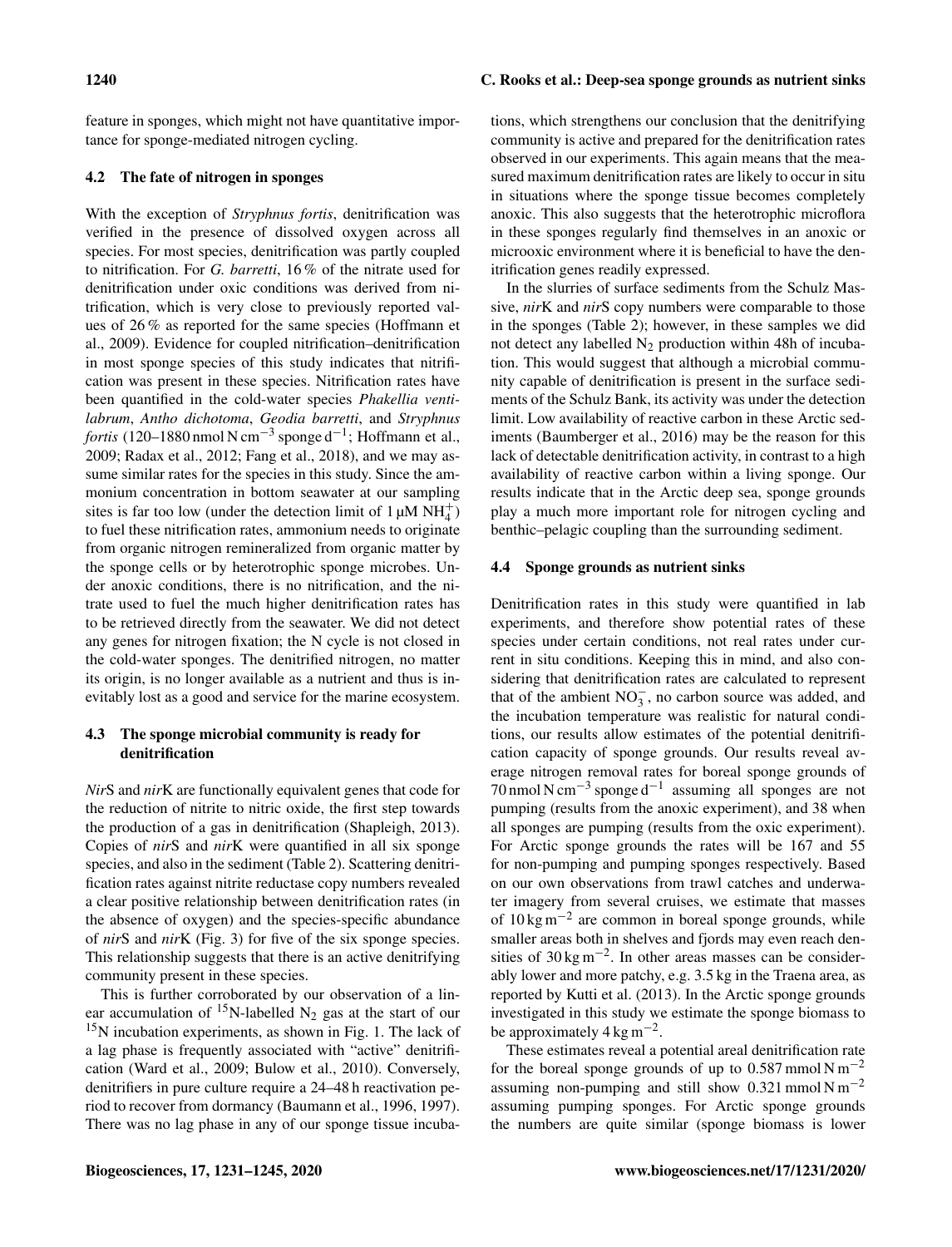feature in sponges, which might not have quantitative importance for sponge-mediated nitrogen cycling.

### 4.2 The fate of nitrogen in sponges

With the exception of *Stryphnus fortis*, denitrification was verified in the presence of dissolved oxygen across all species. For most species, denitrification was partly coupled to nitrification. For *G. barretti*, 16 % of the nitrate used for denitrification under oxic conditions was derived from nitrification, which is very close to previously reported values of 26 % as reported for the same species (Hoffmann et al., 2009). Evidence for coupled nitrification–denitrification in most sponge species of this study indicates that nitrification was present in these species. Nitrification rates have been quantified in the cold-water species *Phakellia ventilabrum*, *Antho dichotoma*, *Geodia barretti*, and *Stryphnus fortis* (120–1880 $\mathrm{nmol\,N\,cm^{-3}}$ sponge $\mathrm{d^{-1}}$; Hoffmann et al., 2009; Radax et al., 2012; Fang et al., 2018), and we may assume similar rates for the species in this study. Since the ammonium concentration in bottom seawater at our sampling sites is far too low (under the detection limit of 1 µM $NH_4^+$) to fuel these nitrification rates, ammonium needs to originate from organic nitrogen remineralized from organic matter by the sponge cells or by heterotrophic sponge microbes. Under anoxic conditions, there is no nitrification, and the nitrate used to fuel the much higher denitrification rates has to be retrieved directly from the seawater. We did not detect any genes for nitrogen fixation; the N cycle is not closed in the cold-water sponges. The denitrified nitrogen, no matter its origin, is no longer available as a nutrient and thus is inevitably lost as a good and service for the marine ecosystem.

### 4.3 The sponge microbial community is ready for denitrification

*Nir*S and *nir*K are functionally equivalent genes that code for the reduction of nitrite to nitric oxide, the first step towards the production of a gas in denitrification (Shapleigh, 2013). Copies of *nir*S and *nir*K were quantified in all six sponge species, and also in the sediment (Table 2). Scattering denitrification rates against nitrite reductase copy numbers revealed a clear positive relationship between denitrification rates (in the absence of oxygen) and the species-specific abundance of *nir*S and *nir*K (Fig. 3) for five of the six sponge species. This relationship suggests that there is an active denitrifying community present in these species.

This is further corroborated by our observation of a linear accumulation of $^{15}N$-labelled $N_2$ gas at the start of our $^{15}N$ incubation experiments, as shown in Fig. 1. The lack of a lag phase is frequently associated with "active" denitrification (Ward et al., 2009; Bulow et al., 2010). Conversely, denitrifiers in pure culture require a 24–48 h reactivation period to recover from dormancy (Baumann et al., 1996, 1997). There was no lag phase in any of our sponge tissue incubations, which strengthens our conclusion that the denitrifying community is active and prepared for the denitrification rates observed in our experiments. This again means that the measured maximum denitrification rates are likely to occur in situ in situations where the sponge tissue becomes completely anoxic. This also suggests that the heterotrophic microflora in these sponges regularly find themselves in an anoxic or microoxic environment where it is beneficial to have the denitrification genes readily expressed.

In the slurries of surface sediments from the Schulz Massive, *nir*K and *nir*S copy numbers were comparable to those in the sponges (Table 2); however, in these samples we did not detect any labelled $N_2$ production within 48h of incubation. This would suggest that although a microbial community capable of denitrification is present in the surface sediments of the Schulz Bank, its activity was under the detection limit. Low availability of reactive carbon in these Arctic sediments (Baumberger et al., 2016) may be the reason for this lack of detectable denitrification activity, in contrast to a high availability of reactive carbon within a living sponge. Our results indicate that in the Arctic deep sea, sponge grounds play a much more important role for nitrogen cycling and benthic–pelagic coupling than the surrounding sediment.

### 4.4 Sponge grounds as nutrient sinks

Denitrification rates in this study were quantified in lab experiments, and therefore show potential rates of these species under certain conditions, not real rates under current in situ conditions. Keeping this in mind, and also considering that denitrification rates are calculated to represent that of the ambient $NO_3^-$, no carbon source was added, and the incubation temperature was realistic for natural conditions, our results allow estimates of the potential denitrification capacity of sponge grounds. Our results reveal average nitrogen removal rates for boreal sponge grounds of 70 $\mathrm{nmol\,N\,cm^{-3}}$ sponge $\mathrm{d^{-1}}$ assuming all sponges are not pumping (results from the anoxic experiment), and 38 when all sponges are pumping (results from the oxic experiment). For Arctic sponge grounds the rates will be 167 and 55 for non-pumping and pumping sponges respectively. Based on our own observations from trawl catches and underwater imagery from several cruises, we estimate that masses of 10 $\mathrm{kg\,m^{-2}}$ are common in boreal sponge grounds, while smaller areas both in shelves and fjords may even reach densities of 30 $\mathrm{kg\,m^{-2}}$. In other areas masses can be considerably lower and more patchy, e.g. 3.5 kg in the Traena area, as reported by Kutti et al. (2013). In the Arctic sponge grounds investigated in this study we estimate the sponge biomass to be approximately 4 $\mathrm{kg\,m^{-2}}$.

These estimates reveal a potential areal denitrification rate for the boreal sponge grounds of up to 0.587 $\mathrm{mmol\,N\,m^{-2}}$ assuming non-pumping and still show 0.321 $\mathrm{mmol\,N\,m^{-2}}$ assuming pumping sponges. For Arctic sponge grounds the numbers are quite similar (sponge biomass is lower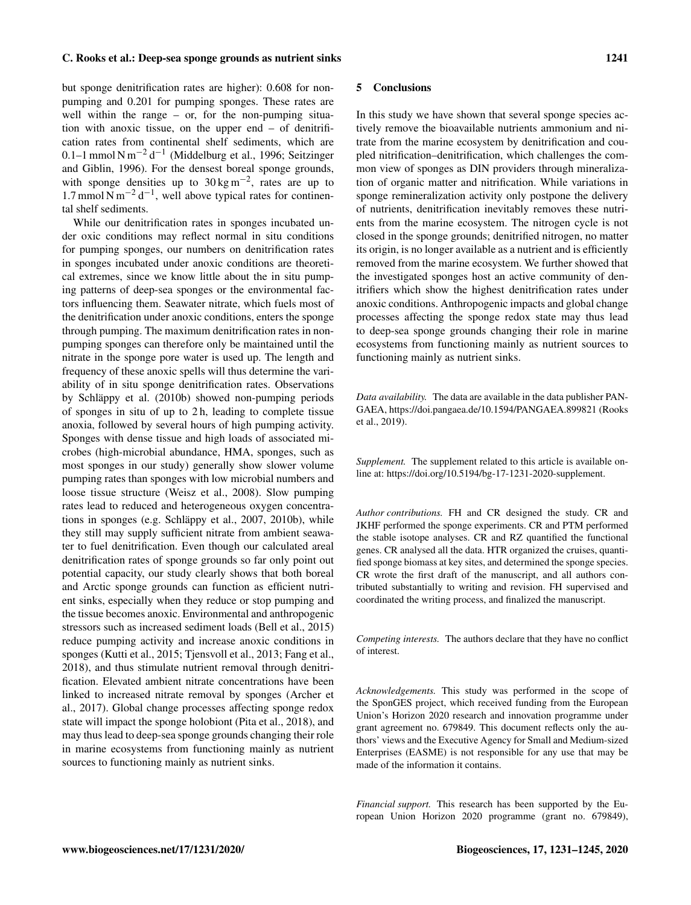but sponge denitrification rates are higher): 0.608 for non-pumping and 0.201 for pumping sponges. These rates are well within the range – or, for the non-pumping situation with anoxic tissue, on the upper end – of denitrification rates from continental shelf sediments, which are 0.1–1 $\text{mmol N m}^{-2}\,\text{d}^{-1}$ (Middelburg et al., 1996; Seitzinger and Giblin, 1996). For the densest boreal sponge grounds, with sponge densities up to $30\,\text{kg m}^{-2}$, rates are up to $1.7\,\text{mmol N m}^{-2}\,\text{d}^{-1}$, well above typical rates for continental shelf sediments.

While our denitrification rates in sponges incubated under oxic conditions may reflect normal in situ conditions for pumping sponges, our numbers on denitrification rates in sponges incubated under anoxic conditions are theoretical extremes, since we know little about the in situ pumping patterns of deep-sea sponges or the environmental factors influencing them. Seawater nitrate, which fuels most of the denitrification under anoxic conditions, enters the sponge through pumping. The maximum denitrification rates in non-pumping sponges can therefore only be maintained until the nitrate in the sponge pore water is used up. The length and frequency of these anoxic spells will thus determine the variability of in situ sponge denitrification rates. Observations by Schläppy et al. (2010b) showed non-pumping periods of sponges in situ of up to 2 h, leading to complete tissue anoxia, followed by several hours of high pumping activity. Sponges with dense tissue and high loads of associated microbes (high-microbial abundance, HMA, sponges, such as most sponges in our study) generally show slower volume pumping rates than sponges with low microbial numbers and loose tissue structure (Weisz et al., 2008). Slow pumping rates lead to reduced and heterogeneous oxygen concentrations in sponges (e.g. Schläppy et al., 2007, 2010b), while they still may supply sufficient nitrate from ambient seawater to fuel denitrification. Even though our calculated areal denitrification rates of sponge grounds so far only point out potential capacity, our study clearly shows that both boreal and Arctic sponge grounds can function as efficient nutrient sinks, especially when they reduce or stop pumping and the tissue becomes anoxic. Environmental and anthropogenic stressors such as increased sediment loads (Bell et al., 2015) reduce pumping activity and increase anoxic conditions in sponges (Kutti et al., 2015; Tjensvoll et al., 2013; Fang et al., 2018), and thus stimulate nutrient removal through denitrification. Elevated ambient nitrate concentrations have been linked to increased nitrate removal by sponges (Archer et al., 2017). Global change processes affecting sponge redox state will impact the sponge holobiont (Pita et al., 2018), and may thus lead to deep-sea sponge grounds changing their role in marine ecosystems from functioning mainly as nutrient sources to functioning mainly as nutrient sinks.

## 5 Conclusions

In this study we have shown that several sponge species actively remove the bioavailable nutrients ammonium and nitrate from the marine ecosystem by denitrification and coupled nitrification–denitrification, which challenges the common view of sponges as DIN providers through mineralization of organic matter and nitrification. While variations in sponge remineralization activity only postpone the delivery of nutrients, denitrification inevitably removes these nutrients from the marine ecosystem. The nitrogen cycle is not closed in the sponge grounds; denitrified nitrogen, no matter its origin, is no longer available as a nutrient and is efficiently removed from the marine ecosystem. We further showed that the investigated sponges host an active community of denitrifiers which show the highest denitrification rates under anoxic conditions. Anthropogenic impacts and global change processes affecting the sponge redox state may thus lead to deep-sea sponge grounds changing their role in marine ecosystems from functioning mainly as nutrient sources to functioning mainly as nutrient sinks.

*Data availability.* The data are available in the data publisher PANGAEA, https://doi.pangaea.de/10.1594/PANGAEA.899821 (Rooks et al., 2019).

*Supplement.* The supplement related to this article is available online at: https://doi.org/10.5194/bg-17-1231-2020-supplement.

*Author contributions.* FH and CR designed the study. CR and JKHF performed the sponge experiments. CR and PTM performed the stable isotope analyses. CR and RZ quantified the functional genes. CR analysed all the data. HTR organized the cruises, quantified sponge biomass at key sites, and determined the sponge species. CR wrote the first draft of the manuscript, and all authors contributed substantially to writing and revision. FH supervised and coordinated the writing process, and finalized the manuscript.

*Competing interests.* The authors declare that they have no conflict of interest.

*Acknowledgements.* This study was performed in the scope of the SponGES project, which received funding from the European Union's Horizon 2020 research and innovation programme under grant agreement no. 679849. This document reflects only the authors' views and the Executive Agency for Small and Medium-sized Enterprises (EASME) is not responsible for any use that may be made of the information it contains.

*Financial support.* This research has been supported by the European Union Horizon 2020 programme (grant no. 679849),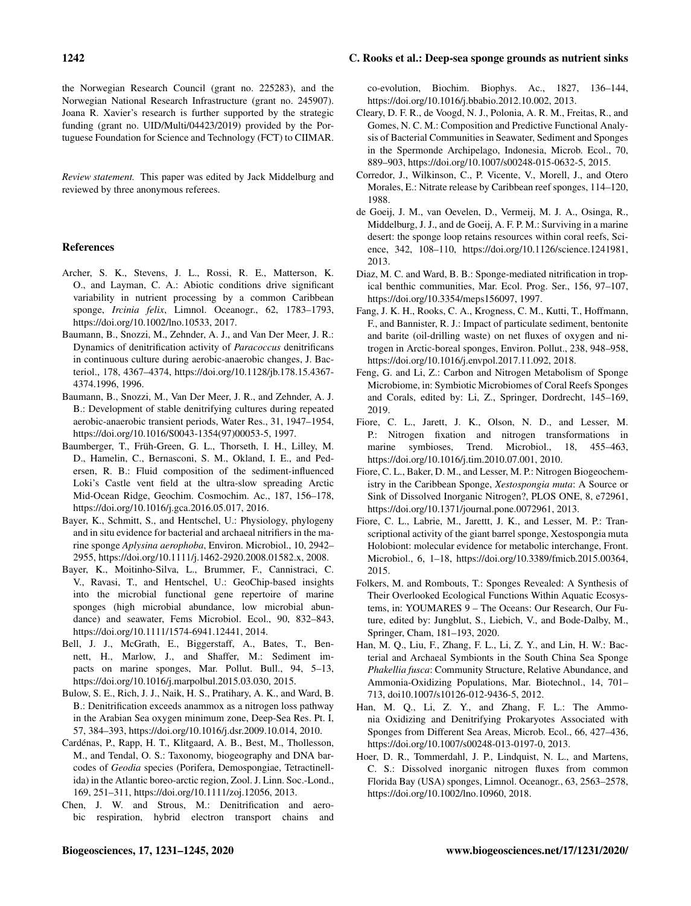the Norwegian Research Council (grant no. 225283), and the Norwegian National Research Infrastructure (grant no. 245907). Joana R. Xavier's research is further supported by the strategic funding (grant no. UID/Multi/04423/2019) provided by the Portuguese Foundation for Science and Technology (FCT) to CIIMAR.

*Review statement.* This paper was edited by Jack Middelburg and reviewed by three anonymous referees.

## References

Archer, S. K., Stevens, J. L., Rossi, R. E., Matterson, K. O., and Layman, C. A.: Abiotic conditions drive significant variability in nutrient processing by a common Caribbean sponge, *Ircinia felix*, Limnol. Oceanogr., 62, 1783–1793, https://doi.org/10.1002/lno.10533, 2017.

Baumann, B., Snozzi, M., Zehnder, A. J., and Van Der Meer, J. R.: Dynamics of denitrification activity of *Paracoccus* denitrificans in continuous culture during aerobic-anaerobic changes, J. Bacteriol., 178, 4367–4374, https://doi.org/10.1128/jb.178.15.4367-4374.1996, 1996.

Baumann, B., Snozzi, M., Van Der Meer, J. R., and Zehnder, A. J. B.: Development of stable denitrifying cultures during repeated aerobic-anaerobic transient periods, Water Res., 31, 1947–1954, https://doi.org/10.1016/S0043-1354(97)00053-5, 1997.

Baumberger, T., Früh-Green, G. L., Thorseth, I. H., Lilley, M. D., Hamelin, C., Bernasconi, S. M., Okland, I. E., and Pedersen, R. B.: Fluid composition of the sediment-influenced Loki's Castle vent field at the ultra-slow spreading Arctic Mid-Ocean Ridge, Geochim. Cosmochim. Ac., 187, 156–178, https://doi.org/10.1016/j.gca.2016.05.017, 2016.

Bayer, K., Schmitt, S., and Hentschel, U.: Physiology, phylogeny and in situ evidence for bacterial and archaeal nitrifiers in the marine sponge *Aplysina aerophoba*, Environ. Microbiol., 10, 2942–2955, https://doi.org/10.1111/j.1462-2920.2008.01582.x, 2008.

Bayer, K., Moitinho-Silva, L., Brummer, F., Cannistraci, C. V., Ravasi, T., and Hentschel, U.: GeoChip-based insights into the microbial functional gene repertoire of marine sponges (high microbial abundance, low microbial abundance) and seawater, Fems Microbiol. Ecol., 90, 832–843, https://doi.org/10.1111/1574-6941.12441, 2014.

Bell, J. J., McGrath, E., Biggerstaff, A., Bates, T., Bennett, H., Marlow, J., and Shaffer, M.: Sediment impacts on marine sponges, Mar. Pollut. Bull., 94, 5–13, https://doi.org/10.1016/j.marpolbul.2015.03.030, 2015.

Bulow, S. E., Rich, J. J., Naik, H. S., Pratihary, A. K., and Ward, B. B.: Denitrification exceeds anammox as a nitrogen loss pathway in the Arabian Sea oxygen minimum zone, Deep-Sea Res. Pt. I, 57, 384–393, https://doi.org/10.1016/j.dsr.2009.10.014, 2010.

Cardénas, P., Rapp, H. T., Klitgaard, A. B., Best, M., Thollesson, M., and Tendal, O. S.: Taxonomy, biogeography and DNA barcodes of *Geodia* species (Porifera, Demospongiae, Tetractinellida) in the Atlantic boreo-arctic region, Zool. J. Linn. Soc.-Lond., 169, 251–311, https://doi.org/10.1111/zoj.12056, 2013.

Chen, J. W. and Strous, M.: Denitrification and aerobic respiration, hybrid electron transport chains and co-evolution, Biochim. Biophys. Ac., 1827, 136–144, https://doi.org/10.1016/j.bbabio.2012.10.002, 2013.

Cleary, D. F. R., de Voogd, N. J., Polonia, A. R. M., Freitas, R., and Gomes, N. C. M.: Composition and Predictive Functional Analysis of Bacterial Communities in Seawater, Sediment and Sponges in the Spermonde Archipelago, Indonesia, Microb. Ecol., 70, 889–903, https://doi.org/10.1007/s00248-015-0632-5, 2015.

Corredor, J., Wilkinson, C., P. Vicente, V., Morell, J., and Otero Morales, E.: Nitrate release by Caribbean reef sponges, 114–120, 1988.

de Goeij, J. M., van Oevelen, D., Vermeij, M. J. A., Osinga, R., Middelburg, J. J., and de Goeij, A. F. P. M.: Surviving in a marine desert: the sponge loop retains resources within coral reefs, Science, 342, 108–110, https://doi.org/10.1126/science.1241981, 2013.

Diaz, M. C. and Ward, B. B.: Sponge-mediated nitrification in tropical benthic communities, Mar. Ecol. Prog. Ser., 156, 97–107, https://doi.org/10.3354/meps156097, 1997.

Fang, J. K. H., Rooks, C. A., Krogness, C. M., Kutti, T., Hoffmann, F., and Bannister, R. J.: Impact of particulate sediment, bentonite and barite (oil-drilling waste) on net fluxes of oxygen and nitrogen in Arctic-boreal sponges, Environ. Pollut., 238, 948–958, https://doi.org/10.1016/j.envpol.2017.11.092, 2018.

Feng, G. and Li, Z.: Carbon and Nitrogen Metabolism of Sponge Microbiome, in: Symbiotic Microbiomes of Coral Reefs Sponges and Corals, edited by: Li, Z., Springer, Dordrecht, 145–169, 2019.

Fiore, C. L., Jarett, J. K., Olson, N. D., and Lesser, M. P.: Nitrogen fixation and nitrogen transformations in marine symbioses, Trend. Microbiol., 18, 455–463, https://doi.org/10.1016/j.tim.2010.07.001, 2010.

Fiore, C. L., Baker, D. M., and Lesser, M. P.: Nitrogen Biogeochemistry in the Caribbean Sponge, *Xestospongia muta*: A Source or Sink of Dissolved Inorganic Nitrogen?, PLOS ONE, 8, e72961, https://doi.org/10.1371/journal.pone.0072961, 2013.

Fiore, C. L., Labrie, M., Jarettt, J. K., and Lesser, M. P.: Transcriptional activity of the giant barrel sponge, Xestospongia muta Holobiont: molecular evidence for metabolic interchange, Front. Microbiol., 6, 1–18, https://doi.org/10.3389/fmicb.2015.00364, 2015.

Folkers, M. and Rombouts, T.: Sponges Revealed: A Synthesis of Their Overlooked Ecological Functions Within Aquatic Ecosystems, in: YOUMARES 9 – The Oceans: Our Research, Our Future, edited by: Jungblut, S., Liebich, V., and Bode-Dalby, M., Springer, Cham, 181–193, 2020.

Han, M. Q., Liu, F., Zhang, F. L., Li, Z. Y., and Lin, H. W.: Bacterial and Archaeal Symbionts in the South China Sea Sponge *Phakellia fusca*: Community Structure, Relative Abundance, and Ammonia-Oxidizing Populations, Mar. Biotechnol., 14, 701–713, doi10.1007/s10126-012-9436-5, 2012.

Han, M. Q., Li, Z. Y., and Zhang, F. L.: The Ammonia Oxidizing and Denitrifying Prokaryotes Associated with Sponges from Different Sea Areas, Microb. Ecol., 66, 427–436, https://doi.org/10.1007/s00248-013-0197-0, 2013.

Hoer, D. R., Tommerdahl, J. P., Lindquist, N. L., and Martens, C. S.: Dissolved inorganic nitrogen fluxes from common Florida Bay (USA) sponges, Limnol. Oceanogr., 63, 2563–2578, https://doi.org/10.1002/lno.10960, 2018.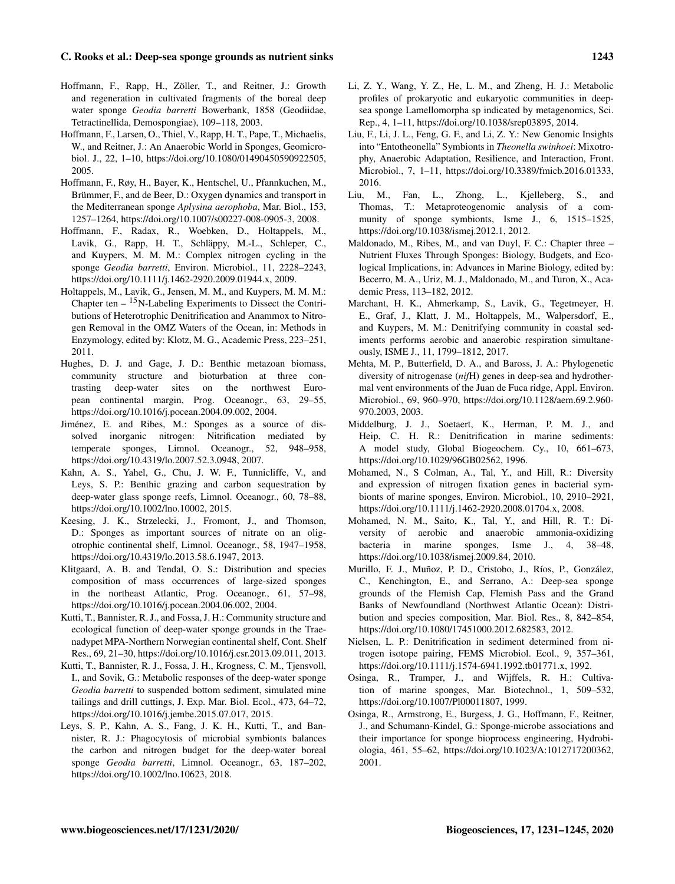Hoffmann, F., Rapp, H., Zöller, T., and Reitner, J.: Growth and regeneration in cultivated fragments of the boreal deep water sponge *Geodia barretti* Bowerbank, 1858 (Geodiidae, Tetractinellida, Demospongiae), 109–118, 2003.

Hoffmann, F., Larsen, O., Thiel, V., Rapp, H. T., Pape, T., Michaelis, W., and Reitner, J.: An Anaerobic World in Sponges, Geomicrobiol. J., 22, 1–10, https://doi.org/10.1080/01490450590922505, 2005.

Hoffmann, F., Røy, H., Bayer, K., Hentschel, U., Pfannkuchen, M., Brümmer, F., and de Beer, D.: Oxygen dynamics and transport in the Mediterranean sponge *Aplysina aerophoba*, Mar. Biol., 153, 1257–1264, https://doi.org/10.1007/s00227-008-0905-3, 2008.

Hoffmann, F., Radax, R., Woebken, D., Holtappels, M., Lavik, G., Rapp, H. T., Schläppy, M.-L., Schleper, C., and Kuypers, M. M. M.: Complex nitrogen cycling in the sponge *Geodia barretti*, Environ. Microbiol., 11, 2228–2243, https://doi.org/10.1111/j.1462-2920.2009.01944.x, 2009.

Holtappels, M., Lavik, G., Jensen, M. M., and Kuypers, M. M. M.: Chapter ten – $^{15}$N-Labeling Experiments to Dissect the Contributions of Heterotrophic Denitrification and Anammox to Nitrogen Removal in the OMZ Waters of the Ocean, in: Methods in Enzymology, edited by: Klotz, M. G., Academic Press, 223–251, 2011.

Hughes, D. J. and Gage, J. D.: Benthic metazoan biomass, community structure and bioturbation at three contrasting deep-water sites on the northwest European continental margin, Prog. Oceanogr., 63, 29–55, https://doi.org/10.1016/j.pocean.2004.09.002, 2004.

Jiménez, E. and Ribes, M.: Sponges as a source of dissolved inorganic nitrogen: Nitrification mediated by temperate sponges, Limnol. Oceanogr., 52, 948–958, https://doi.org/10.4319/lo.2007.52.3.0948, 2007.

Kahn, A. S., Yahel, G., Chu, J. W. F., Tunnicliffe, V., and Leys, S. P.: Benthic grazing and carbon sequestration by deep-water glass sponge reefs, Limnol. Oceanogr., 60, 78–88, https://doi.org/10.1002/lno.10002, 2015.

Keesing, J. K., Strzelecki, J., Fromont, J., and Thomson, D.: Sponges as important sources of nitrate on an oligotrophic continental shelf, Limnol. Oceanogr., 58, 1947–1958, https://doi.org/10.4319/lo.2013.58.6.1947, 2013.

Klitgaard, A. B. and Tendal, O. S.: Distribution and species composition of mass occurrences of large-sized sponges in the northeast Atlantic, Prog. Oceanogr., 61, 57–98, https://doi.org/10.1016/j.pocean.2004.06.002, 2004.

Kutti, T., Bannister, R. J., and Fossa, J. H.: Community structure and ecological function of deep-water sponge grounds in the Traenadypet MPA-Northern Norwegian continental shelf, Cont. Shelf Res., 69, 21–30, https://doi.org/10.1016/j.csr.2013.09.011, 2013.

Kutti, T., Bannister, R. J., Fossa, J. H., Krogness, C. M., Tjensvoll, I., and Sovik, G.: Metabolic responses of the deep-water sponge *Geodia barretti* to suspended bottom sediment, simulated mine tailings and drill cuttings, J. Exp. Mar. Biol. Ecol., 473, 64–72, https://doi.org/10.1016/j.jembe.2015.07.017, 2015.

Leys, S. P., Kahn, A. S., Fang, J. K. H., Kutti, T., and Bannister, R. J.: Phagocytosis of microbial symbionts balances the carbon and nitrogen budget for the deep-water boreal sponge *Geodia barretti*, Limnol. Oceanogr., 63, 187–202, https://doi.org/10.1002/lno.10623, 2018.

Li, Z. Y., Wang, Y. Z., He, L. M., and Zheng, H. J.: Metabolic profiles of prokaryotic and eukaryotic communities in deep-sea sponge Lamellomorpha sp indicated by metagenomics, Sci. Rep., 4, 1–11, https://doi.org/10.1038/srep03895, 2014.

Liu, F., Li, J. L., Feng, G. F., and Li, Z. Y.: New Genomic Insights into "Entotheonella" Symbionts in *Theonella swinhoei*: Mixotrophy, Anaerobic Adaptation, Resilience, and Interaction, Front. Microbiol., 7, 1–11, https://doi.org/10.3389/fmicb.2016.01333, 2016.

Liu, M., Fan, L., Zhong, L., Kjelleberg, S., and Thomas, T.: Metaproteogenomic analysis of a community of sponge symbionts, Isme J., 6, 1515–1525, https://doi.org/10.1038/ismej.2012.1, 2012.

Maldonado, M., Ribes, M., and van Duyl, F. C.: Chapter three – Nutrient Fluxes Through Sponges: Biology, Budgets, and Ecological Implications, in: Advances in Marine Biology, edited by: Becerro, M. A., Uriz, M. J., Maldonado, M., and Turon, X., Academic Press, 113–182, 2012.

Marchant, H. K., Ahmerkamp, S., Lavik, G., Tegetmeyer, H. E., Graf, J., Klatt, J. M., Holtappels, M., Walpersdorf, E., and Kuypers, M. M.: Denitrifying community in coastal sediments performs aerobic and anaerobic respiration simultaneously, ISME J., 11, 1799–1812, 2017.

Mehta, M. P., Butterfield, D. A., and Baross, J. A.: Phylogenetic diversity of nitrogenase (*nif*H) genes in deep-sea and hydrothermal vent environments of the Juan de Fuca ridge, Appl. Environ. Microbiol., 69, 960–970, https://doi.org/10.1128/aem.69.2.960-970.2003, 2003.

Middelburg, J. J., Soetaert, K., Herman, P. M. J., and Heip, C. H. R.: Denitrification in marine sediments: A model study, Global Biogeochem. Cy., 10, 661–673, https://doi.org/10.1029/96GB02562, 1996.

Mohamed, N., S Colman, A., Tal, Y., and Hill, R.: Diversity and expression of nitrogen fixation genes in bacterial symbionts of marine sponges, Environ. Microbiol., 10, 2910–2921, https://doi.org/10.1111/j.1462-2920.2008.01704.x, 2008.

Mohamed, N. M., Saito, K., Tal, Y., and Hill, R. T.: Diversity of aerobic and anaerobic ammonia-oxidizing bacteria in marine sponges, Isme J., 4, 38–48, https://doi.org/10.1038/ismej.2009.84, 2010.

Murillo, F. J., Muñoz, P. D., Cristobo, J., Ríos, P., González, C., Kenchington, E., and Serrano, A.: Deep-sea sponge grounds of the Flemish Cap, Flemish Pass and the Grand Banks of Newfoundland (Northwest Atlantic Ocean): Distribution and species composition, Mar. Biol. Res., 8, 842–854, https://doi.org/10.1080/17451000.2012.682583, 2012.

Nielsen, L. P.: Denitrification in sediment determined from nitrogen isotope pairing, FEMS Microbiol. Ecol., 9, 357–361, https://doi.org/10.1111/j.1574-6941.1992.tb01771.x, 1992.

Osinga, R., Tramper, J., and Wijffels, R. H.: Cultivation of marine sponges, Mar. Biotechnol., 1, 509–532, https://doi.org/10.1007/Pl00011807, 1999.

Osinga, R., Armstrong, E., Burgess, J. G., Hoffmann, F., Reitner, J., and Schumann-Kindel, G.: Sponge-microbe associations and their importance for sponge bioprocess engineering, Hydrobiologia, 461, 55–62, https://doi.org/10.1023/A:1012717200362, 2001.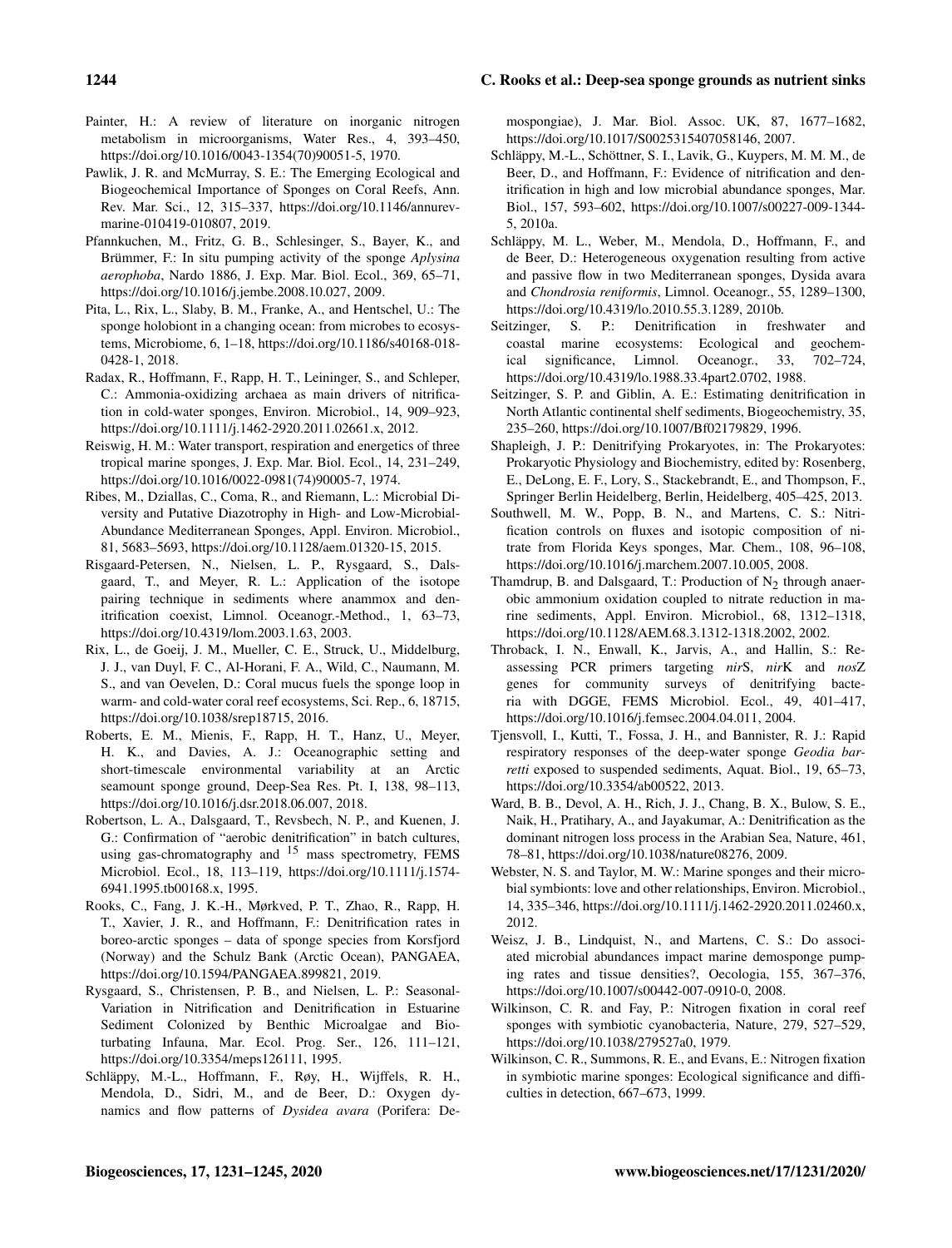Painter, H.: A review of literature on inorganic nitrogen metabolism in microorganisms, Water Res., 4, 393–450, https://doi.org/10.1016/0043-1354(70)90051-5, 1970.

Pawlik, J. R. and McMurray, S. E.: The Emerging Ecological and Biogeochemical Importance of Sponges on Coral Reefs, Ann. Rev. Mar. Sci., 12, 315–337, https://doi.org/10.1146/annurev-marine-010419-010807, 2019.

Pfannkuchen, M., Fritz, G. B., Schlesinger, S., Bayer, K., and Brümmer, F.: In situ pumping activity of the sponge *Aplysina aerophoba*, Nardo 1886, J. Exp. Mar. Biol. Ecol., 369, 65–71, https://doi.org/10.1016/j.jembe.2008.10.027, 2009.

Pita, L., Rix, L., Slaby, B. M., Franke, A., and Hentschel, U.: The sponge holobiont in a changing ocean: from microbes to ecosystems, Microbiome, 6, 1–18, https://doi.org/10.1186/s40168-018-0428-1, 2018.

Radax, R., Hoffmann, F., Rapp, H. T., Leininger, S., and Schleper, C.: Ammonia-oxidizing archaea as main drivers of nitrification in cold-water sponges, Environ. Microbiol., 14, 909–923, https://doi.org/10.1111/j.1462-2920.2011.02661.x, 2012.

Reiswig, H. M.: Water transport, respiration and energetics of three tropical marine sponges, J. Exp. Mar. Biol. Ecol., 14, 231–249, https://doi.org/10.1016/0022-0981(74)90005-7, 1974.

Ribes, M., Dziallas, C., Coma, R., and Riemann, L.: Microbial Diversity and Putative Diazotrophy in High- and Low-Microbial-Abundance Mediterranean Sponges, Appl. Environ. Microbiol., 81, 5683–5693, https://doi.org/10.1128/aem.01320-15, 2015.

Risgaard-Petersen, N., Nielsen, L. P., Rysgaard, S., Dalsgaard, T., and Meyer, R. L.: Application of the isotope pairing technique in sediments where anammox and denitrification coexist, Limnol. Oceanogr.-Method., 1, 63–73, https://doi.org/10.4319/lom.2003.1.63, 2003.

Rix, L., de Goeij, J. M., Mueller, C. E., Struck, U., Middelburg, J. J., van Duyl, F. C., Al-Horani, F. A., Wild, C., Naumann, M. S., and van Oevelen, D.: Coral mucus fuels the sponge loop in warm- and cold-water coral reef ecosystems, Sci. Rep., 6, 18715, https://doi.org/10.1038/srep18715, 2016.

Roberts, E. M., Mienis, F., Rapp, H. T., Hanz, U., Meyer, H. K., and Davies, A. J.: Oceanographic setting and short-timescale environmental variability at an Arctic seamount sponge ground, Deep-Sea Res. Pt. I, 138, 98–113, https://doi.org/10.1016/j.dsr.2018.06.007, 2018.

Robertson, L. A., Dalsgaard, T., Revsbech, N. P., and Kuenen, J. G.: Confirmation of "aerobic denitrification" in batch cultures, using gas-chromatography and $^{15}$ mass spectrometry, FEMS Microbiol. Ecol., 18, 113–119, https://doi.org/10.1111/j.1574-6941.1995.tb00168.x, 1995.

Rooks, C., Fang, J. K.-H., Mørkved, P. T., Zhao, R., Rapp, H. T., Xavier, J. R., and Hoffmann, F.: Denitrification rates in boreo-arctic sponges – data of sponge species from Korsfjord (Norway) and the Schulz Bank (Arctic Ocean), PANGAEA, https://doi.org/10.1594/PANGAEA.899821, 2019.

Rysgaard, S., Christensen, P. B., and Nielsen, L. P.: Seasonal-Variation in Nitrification and Denitrification in Estuarine Sediment Colonized by Benthic Microalgae and Bioturbating Infauna, Mar. Ecol. Prog. Ser., 126, 111–121, https://doi.org/10.3354/meps126111, 1995.

Schläppy, M.-L., Hoffmann, F., Røy, H., Wijffels, R. H., Mendola, D., Sidri, M., and de Beer, D.: Oxygen dynamics and flow patterns of *Dysidea avara* (Porifera: Demospongiae), J. Mar. Biol. Assoc. UK, 87, 1677–1682, https://doi.org/10.1017/S0025315407058146, 2007.

Schläppy, M.-L., Schöttner, S. I., Lavik, G., Kuypers, M. M. M., de Beer, D., and Hoffmann, F.: Evidence of nitrification and denitrification in high and low microbial abundance sponges, Mar. Biol., 157, 593–602, https://doi.org/10.1007/s00227-009-1344-5, 2010a.

Schläppy, M. L., Weber, M., Mendola, D., Hoffmann, F., and de Beer, D.: Heterogeneous oxygenation resulting from active and passive flow in two Mediterranean sponges, Dysida avara and *Chondrosia reniformis*, Limnol. Oceanogr., 55, 1289–1300, https://doi.org/10.4319/lo.2010.55.3.1289, 2010b.

Seitzinger, S. P.: Denitrification in freshwater and coastal marine ecosystems: Ecological and geochemical significance, Limnol. Oceanogr., 33, 702–724, https://doi.org/10.4319/lo.1988.33.4part2.0702, 1988.

Seitzinger, S. P. and Giblin, A. E.: Estimating denitrification in North Atlantic continental shelf sediments, Biogeochemistry, 35, 235–260, https://doi.org/10.1007/Bf02179829, 1996.

Shapleigh, J. P.: Denitrifying Prokaryotes, in: The Prokaryotes: Prokaryotic Physiology and Biochemistry, edited by: Rosenberg, E., DeLong, E. F., Lory, S., Stackebrandt, E., and Thompson, F., Springer Berlin Heidelberg, Berlin, Heidelberg, 405–425, 2013.

Southwell, M. W., Popp, B. N., and Martens, C. S.: Nitrification controls on fluxes and isotopic composition of nitrate from Florida Keys sponges, Mar. Chem., 108, 96–108, https://doi.org/10.1016/j.marchem.2007.10.005, 2008.

Thamdrup, B. and Dalsgaard, T.: Production of $N_2$ through anaerobic ammonium oxidation coupled to nitrate reduction in marine sediments, Appl. Environ. Microbiol., 68, 1312–1318, https://doi.org/10.1128/AEM.68.3.1312-1318.2002, 2002.

Throback, I. N., Enwall, K., Jarvis, A., and Hallin, S.: Reassessing PCR primers targeting *nir*S, *nir*K and *nos*Z genes for community surveys of denitrifying bacteria with DGGE, FEMS Microbiol. Ecol., 49, 401–417, https://doi.org/10.1016/j.femsec.2004.04.011, 2004.

Tjensvoll, I., Kutti, T., Fossa, J. H., and Bannister, R. J.: Rapid respiratory responses of the deep-water sponge *Geodia barretti* exposed to suspended sediments, Aquat. Biol., 19, 65–73, https://doi.org/10.3354/ab00522, 2013.

Ward, B. B., Devol, A. H., Rich, J. J., Chang, B. X., Bulow, S. E., Naik, H., Pratihary, A., and Jayakumar, A.: Denitrification as the dominant nitrogen loss process in the Arabian Sea, Nature, 461, 78–81, https://doi.org/10.1038/nature08276, 2009.

Webster, N. S. and Taylor, M. W.: Marine sponges and their microbial symbionts: love and other relationships, Environ. Microbiol., 14, 335–346, https://doi.org/10.1111/j.1462-2920.2011.02460.x, 2012.

Weisz, J. B., Lindquist, N., and Martens, C. S.: Do associated microbial abundances impact marine demosponge pumping rates and tissue densities?, Oecologia, 155, 367–376, https://doi.org/10.1007/s00442-007-0910-0, 2008.

Wilkinson, C. R. and Fay, P.: Nitrogen fixation in coral reef sponges with symbiotic cyanobacteria, Nature, 279, 527–529, https://doi.org/10.1038/279527a0, 1979.

Wilkinson, C. R., Summons, R. E., and Evans, E.: Nitrogen fixation in symbiotic marine sponges: Ecological significance and difficulties in detection, 667–673, 1999.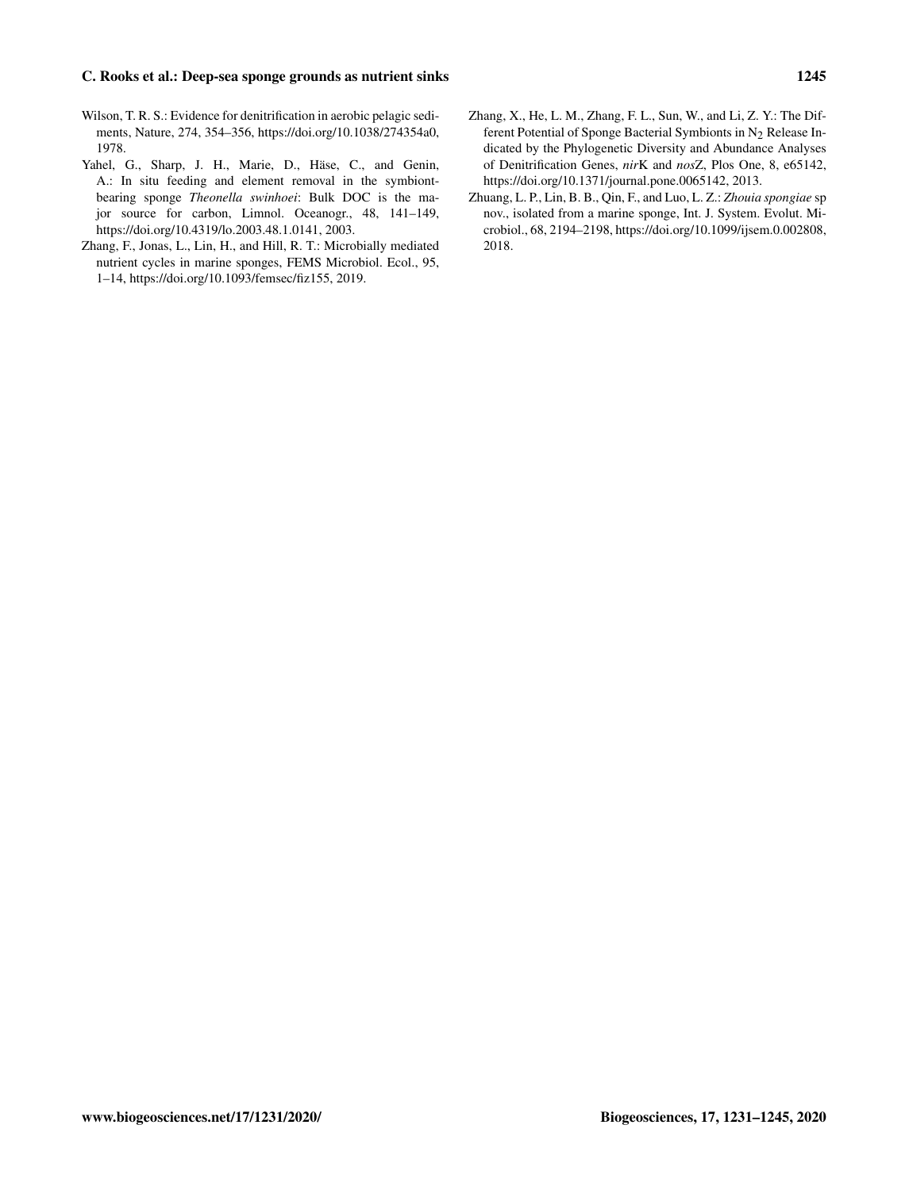Wilson, T. R. S.: Evidence for denitrification in aerobic pelagic sediments, Nature, 274, 354–356, https://doi.org/10.1038/274354a0, 1978.

Yahel, G., Sharp, J. H., Marie, D., Häse, C., and Genin, A.: In situ feeding and element removal in the symbiont-bearing sponge *Theonella swinhoei*: Bulk DOC is the major source for carbon, Limnol. Oceanogr., 48, 141–149, https://doi.org/10.4319/lo.2003.48.1.0141, 2003.

Zhang, F., Jonas, L., Lin, H., and Hill, R. T.: Microbially mediated nutrient cycles in marine sponges, FEMS Microbiol. Ecol., 95, 1–14, https://doi.org/10.1093/femsec/fiz155, 2019.

Zhang, X., He, L. M., Zhang, F. L., Sun, W., and Li, Z. Y.: The Different Potential of Sponge Bacterial Symbionts in $N_2$ Release Indicated by the Phylogenetic Diversity and Abundance Analyses of Denitrification Genes, *nir*K and *nos*Z, Plos One, 8, e65142, https://doi.org/10.1371/journal.pone.0065142, 2013.

Zhuang, L. P., Lin, B. B., Qin, F., and Luo, L. Z.: *Zhouia spongiae* sp nov., isolated from a marine sponge, Int. J. System. Evolut. Microbiol., 68, 2194–2198, https://doi.org/10.1099/ijsem.0.002808, 2018.